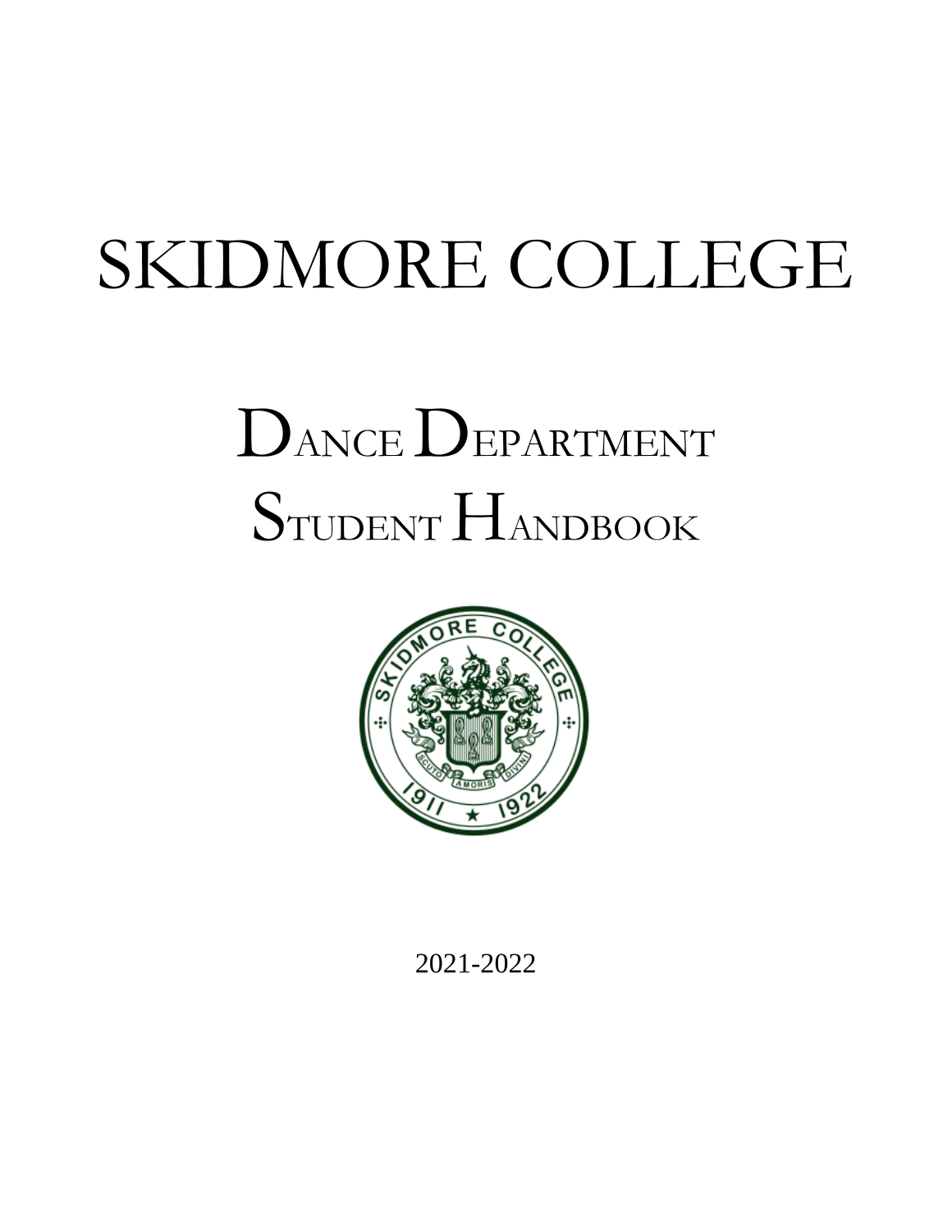# SKIDMORE COLLEGE

# DANCE DEPARTMENT STUDENT HANDBOOK

2021-2022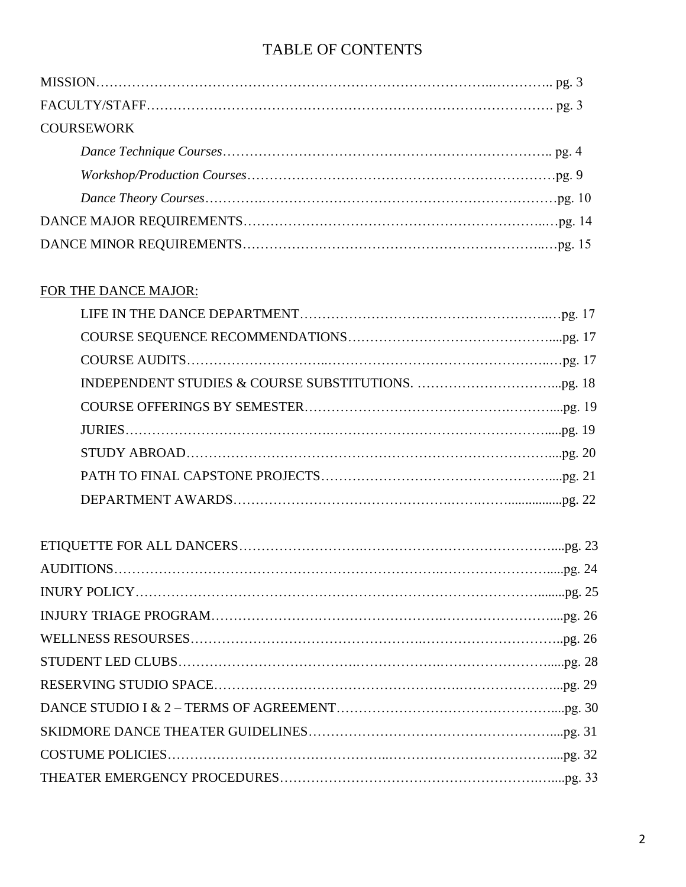# TABLE OF CONTENTS

MISSION………………………………………………………………………………………….. pg. 3

FACULTY/STAFF……………………………………………………………………………. pg. 3

COURSEWORK

- *Dance Technique Courses*……………………………………………………………….. pg. 4
- *Workshop/Production Courses*……………………………………………………………pg. 9
- *Dance Theory Courses*…………………………………………………………………pg. 10

DANCE MAJOR REQUIREMENTS…………………………………………………………pg. 14

DANCE MINOR REQUIREMENTS…………………………………………………………pg. 15

<u>FOR THE DANCE MAJOR:</u>

- LIFE IN THE DANCE DEPARTMENT…………………………………………………pg. 17
- COURSE SEQUENCE RECOMMENDATIONS……………………………………....pg. 17
- COURSE AUDITS…………………………………………………………………….…pg. 17
- INDEPENDENT STUDIES & COURSE SUBSTITUTIONS. …………………………...pg. 18
- COURSE OFFERINGS BY SEMESTER…………………………………………....pg. 19
- JURIES…………………………………………………………………………….....pg. 19
- STUDY ABROAD……………………………………………………………………....pg. 20
- PATH TO FINAL CAPSTONE PROJECTS………………………………………....pg. 21
- DEPARTMENT AWARDS…………………………………….….….................pg. 22

ETIQUETTE FOR ALL DANCERS…………………………………………………………....pg. 23

AUDITIONS……………………………………………………………………………….....pg. 24

INURY POLICY……………………………………………………………………………........pg. 25

INJURY TRIAGE PROGRAM…………………………………………………………....pg. 26

WELLNESS RESOURSES……………………………………………………………..pg. 26

STUDENT LED CLUBS………………………………………………………………......pg. 28

RESERVING STUDIO SPACE…………………………………………………………...pg. 29

DANCE STUDIO I & 2 – TERMS OF AGREEMENT………………………………………....pg. 30

SKIDMORE DANCE THEATER GUIDELINES……………………………………………....pg. 31

COSTUME POLICIES………………………………………………………………………....pg. 32

THEATER EMERGENCY PROCEDURES……………………………………………….....pg. 33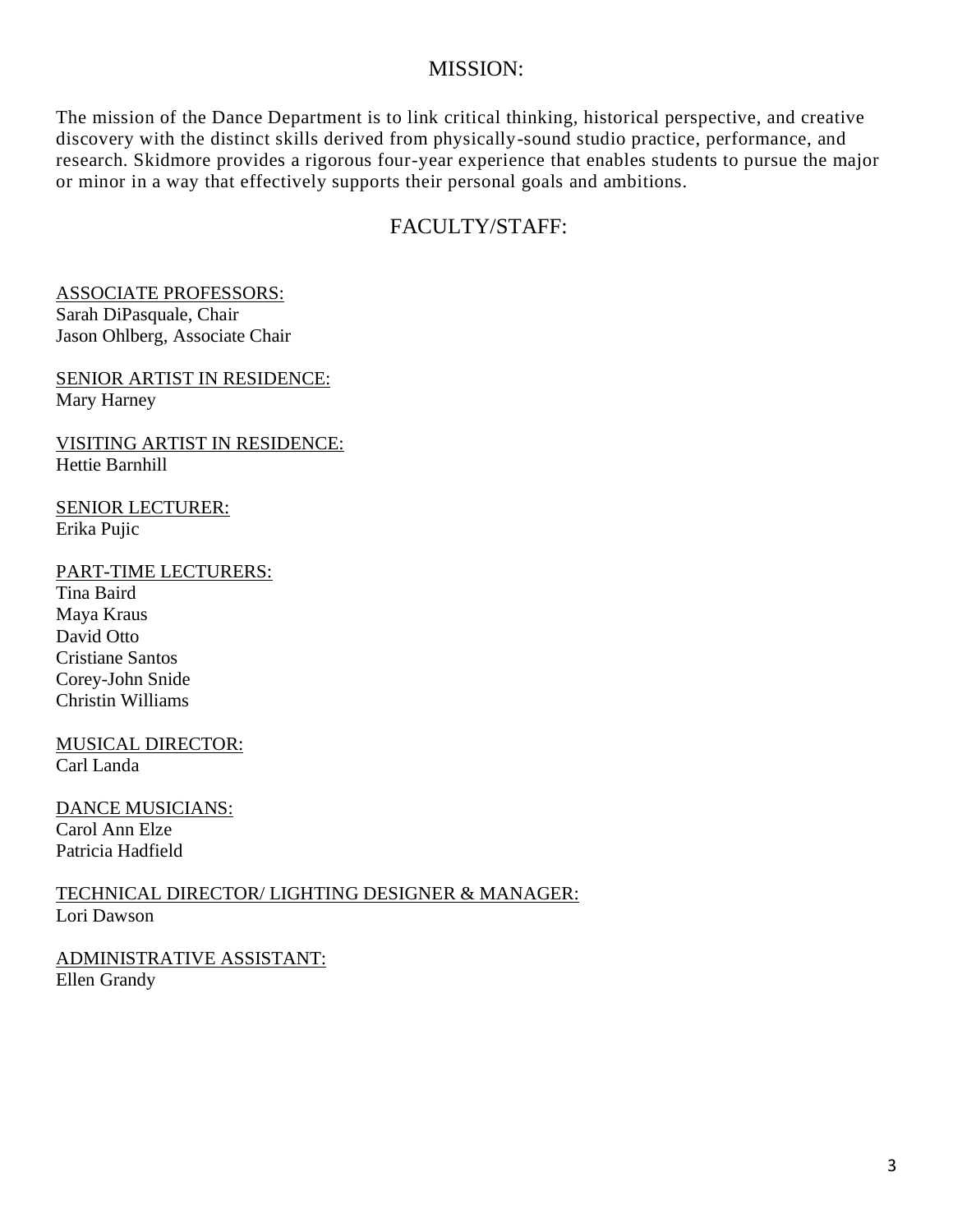## MISSION:

The mission of the Dance Department is to link critical thinking, historical perspective, and creative discovery with the distinct skills derived from physically-sound studio practice, performance, and research. Skidmore provides a rigorous four-year experience that enables students to pursue the major or minor in a way that effectively supports their personal goals and ambitions.

## FACULTY/STAFF:

<u>ASSOCIATE PROFESSORS:</u>
Sarah DiPasquale, Chair
Jason Ohlberg, Associate Chair

<u>SENIOR ARTIST IN RESIDENCE:</u>
Mary Harney

<u>VISITING ARTIST IN RESIDENCE:</u>
Hettie Barnhill

<u>SENIOR LECTURER:</u>
Erika Pujic

<u>PART-TIME LECTURERS:</u>
Tina Baird
Maya Kraus
David Otto
Cristiane Santos
Corey-John Snide
Christin Williams

<u>MUSICAL DIRECTOR:</u>
Carl Landa

<u>DANCE MUSICIANS:</u>
Carol Ann Elze
Patricia Hadfield

<u>TECHNICAL DIRECTOR/ LIGHTING DESIGNER & MANAGER:</u>
Lori Dawson

<u>ADMINISTRATIVE ASSISTANT:</u>
Ellen Grandy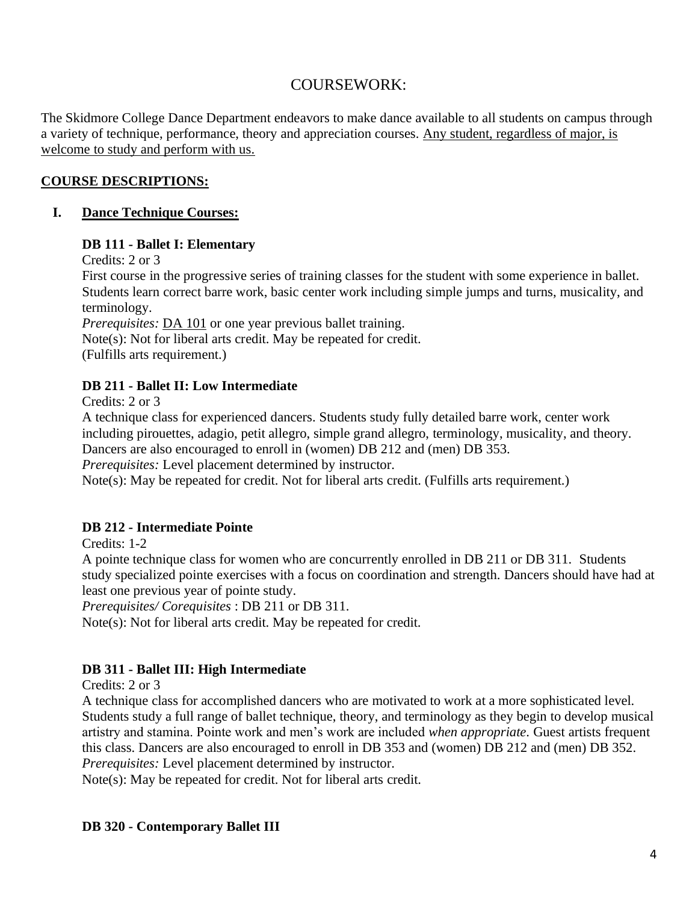# COURSEWORK:

The Skidmore College Dance Department endeavors to make dance available to all students on campus through a variety of technique, performance, theory and appreciation courses. <u>Any student, regardless of major, is welcome to study and perform with us.</u>

## COURSE DESCRIPTIONS:

### I. Dance Technique Courses:

**DB 111 - Ballet I: Elementary**

Credits: 2 or 3

First course in the progressive series of training classes for the student with some experience in ballet. Students learn correct barre work, basic center work including simple jumps and turns, musicality, and terminology.

*Prerequisites:* <u>DA 101</u> or one year previous ballet training.

Note(s): Not for liberal arts credit. May be repeated for credit.

(Fulfills arts requirement.)

**DB 211 - Ballet II: Low Intermediate**

Credits: 2 or 3

A technique class for experienced dancers. Students study fully detailed barre work, center work including pirouettes, adagio, petit allegro, simple grand allegro, terminology, musicality, and theory. Dancers are also encouraged to enroll in (women) DB 212 and (men) DB 353.

*Prerequisites:* Level placement determined by instructor.

Note(s): May be repeated for credit. Not for liberal arts credit. (Fulfills arts requirement.)

**DB 212 - Intermediate Pointe**

Credits: 1-2

A pointe technique class for women who are concurrently enrolled in DB 211 or DB 311. Students study specialized pointe exercises with a focus on coordination and strength. Dancers should have had at least one previous year of pointe study.

*Prerequisites/ Corequisites* : DB 211 or DB 311.

Note(s): Not for liberal arts credit. May be repeated for credit.

**DB 311 - Ballet III: High Intermediate**

Credits: 2 or 3

A technique class for accomplished dancers who are motivated to work at a more sophisticated level. Students study a full range of ballet technique, theory, and terminology as they begin to develop musical artistry and stamina. Pointe work and men's work are included *when appropriate*. Guest artists frequent this class. Dancers are also encouraged to enroll in DB 353 and (women) DB 212 and (men) DB 352.

*Prerequisites:* Level placement determined by instructor.

Note(s): May be repeated for credit. Not for liberal arts credit.

**DB 320 - Contemporary Ballet III**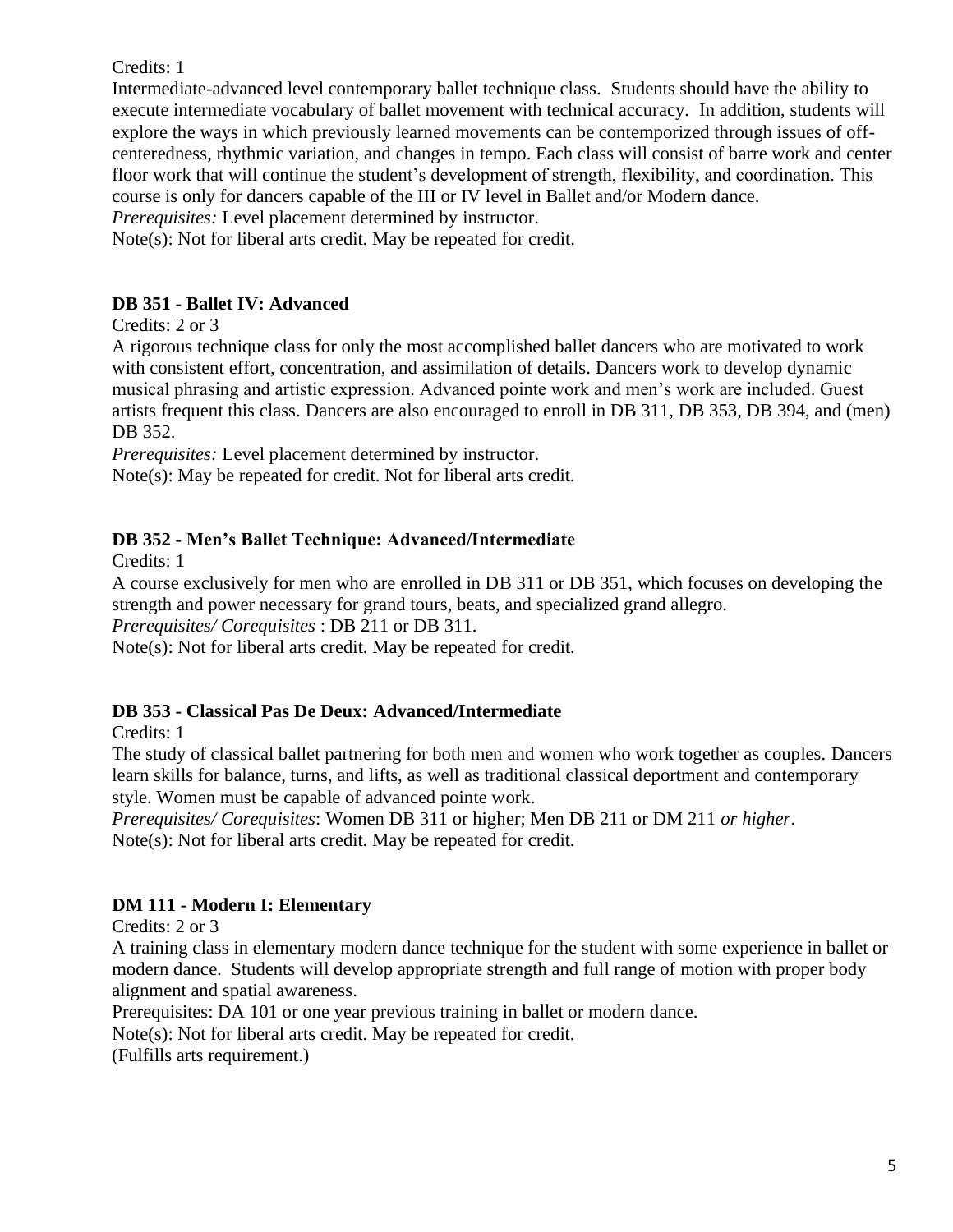Credits: 1

Intermediate-advanced level contemporary ballet technique class. Students should have the ability to execute intermediate vocabulary of ballet movement with technical accuracy. In addition, students will explore the ways in which previously learned movements can be contemporized through issues of off-centeredness, rhythmic variation, and changes in tempo. Each class will consist of barre work and center floor work that will continue the student's development of strength, flexibility, and coordination. This course is only for dancers capable of the III or IV level in Ballet and/or Modern dance.

*Prerequisites:* Level placement determined by instructor.

Note(s): Not for liberal arts credit. May be repeated for credit.

**DB 351 - Ballet IV: Advanced**

Credits: 2 or 3

A rigorous technique class for only the most accomplished ballet dancers who are motivated to work with consistent effort, concentration, and assimilation of details. Dancers work to develop dynamic musical phrasing and artistic expression. Advanced pointe work and men's work are included. Guest artists frequent this class. Dancers are also encouraged to enroll in DB 311, DB 353, DB 394, and (men) DB 352.

*Prerequisites:* Level placement determined by instructor.

Note(s): May be repeated for credit. Not for liberal arts credit.

**DB 352 - Men's Ballet Technique: Advanced/Intermediate**

Credits: 1

A course exclusively for men who are enrolled in DB 311 or DB 351, which focuses on developing the strength and power necessary for grand tours, beats, and specialized grand allegro.

*Prerequisites/ Corequisites* : DB 211 or DB 311.

Note(s): Not for liberal arts credit. May be repeated for credit.

**DB 353 - Classical Pas De Deux: Advanced/Intermediate**

Credits: 1

The study of classical ballet partnering for both men and women who work together as couples. Dancers learn skills for balance, turns, and lifts, as well as traditional classical deportment and contemporary style. Women must be capable of advanced pointe work.

*Prerequisites/ Corequisites*: Women DB 311 or higher; Men DB 211 or DM 211 *or higher*.

Note(s): Not for liberal arts credit. May be repeated for credit.

**DM 111 - Modern I: Elementary**

Credits: 2 or 3

A training class in elementary modern dance technique for the student with some experience in ballet or modern dance. Students will develop appropriate strength and full range of motion with proper body alignment and spatial awareness.

Prerequisites: DA 101 or one year previous training in ballet or modern dance.

Note(s): Not for liberal arts credit. May be repeated for credit.

(Fulfills arts requirement.)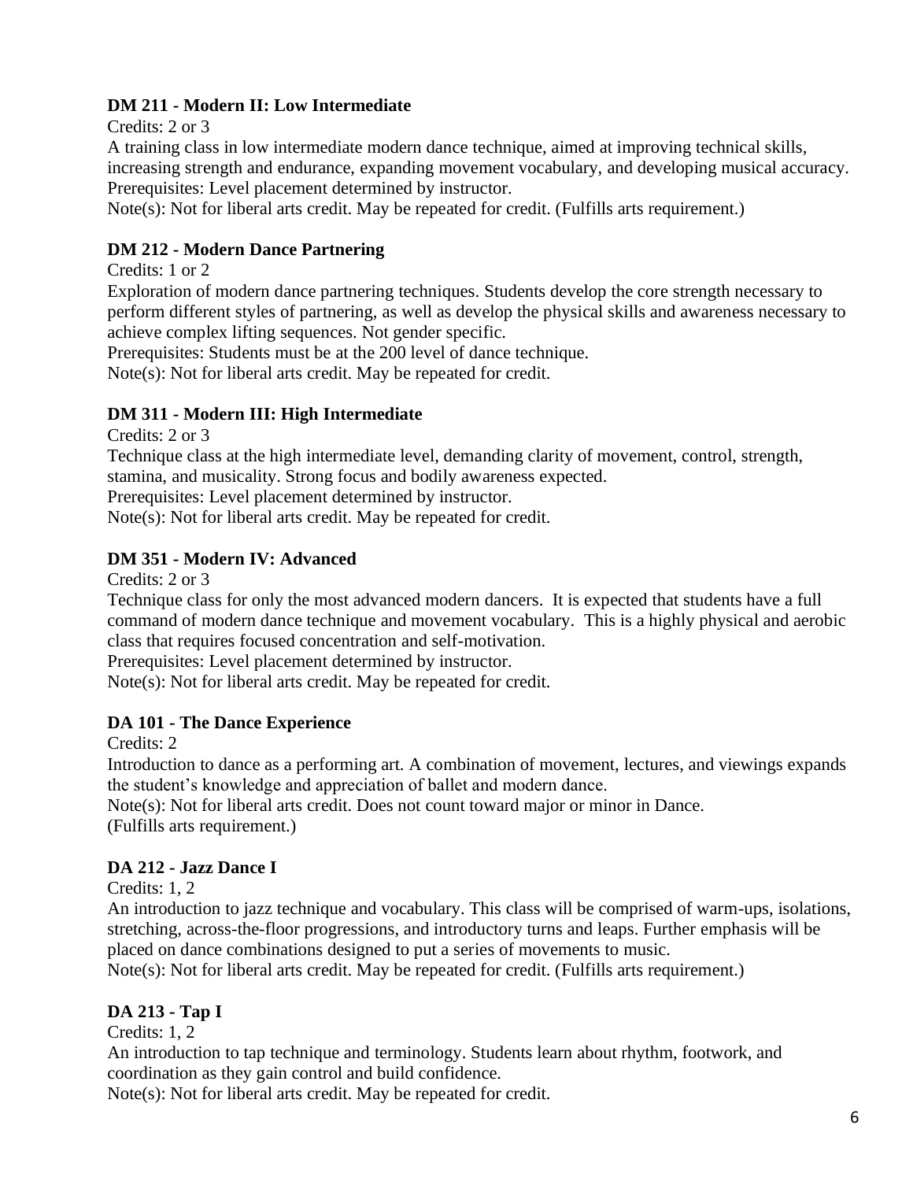**DM 211 - Modern II: Low Intermediate**

Credits: 2 or 3

A training class in low intermediate modern dance technique, aimed at improving technical skills, increasing strength and endurance, expanding movement vocabulary, and developing musical accuracy.

Prerequisites: Level placement determined by instructor.

Note(s): Not for liberal arts credit. May be repeated for credit. (Fulfills arts requirement.)

**DM 212 - Modern Dance Partnering**

Credits: 1 or 2

Exploration of modern dance partnering techniques. Students develop the core strength necessary to perform different styles of partnering, as well as develop the physical skills and awareness necessary to achieve complex lifting sequences. Not gender specific.

Prerequisites: Students must be at the 200 level of dance technique.

Note(s): Not for liberal arts credit. May be repeated for credit.

**DM 311 - Modern III: High Intermediate**

Credits: 2 or 3

Technique class at the high intermediate level, demanding clarity of movement, control, strength, stamina, and musicality. Strong focus and bodily awareness expected.

Prerequisites: Level placement determined by instructor.

Note(s): Not for liberal arts credit. May be repeated for credit.

**DM 351 - Modern IV: Advanced**

Credits: 2 or 3

Technique class for only the most advanced modern dancers. It is expected that students have a full command of modern dance technique and movement vocabulary. This is a highly physical and aerobic class that requires focused concentration and self-motivation.

Prerequisites: Level placement determined by instructor.

Note(s): Not for liberal arts credit. May be repeated for credit.

**DA 101 - The Dance Experience**

Credits: 2

Introduction to dance as a performing art. A combination of movement, lectures, and viewings expands the student's knowledge and appreciation of ballet and modern dance.

Note(s): Not for liberal arts credit. Does not count toward major or minor in Dance. (Fulfills arts requirement.)

**DA 212 - Jazz Dance I**

Credits: 1, 2

An introduction to jazz technique and vocabulary. This class will be comprised of warm-ups, isolations, stretching, across-the-floor progressions, and introductory turns and leaps. Further emphasis will be placed on dance combinations designed to put a series of movements to music.

Note(s): Not for liberal arts credit. May be repeated for credit. (Fulfills arts requirement.)

**DA 213 - Tap I**

Credits: 1, 2

An introduction to tap technique and terminology. Students learn about rhythm, footwork, and coordination as they gain control and build confidence.

Note(s): Not for liberal arts credit. May be repeated for credit.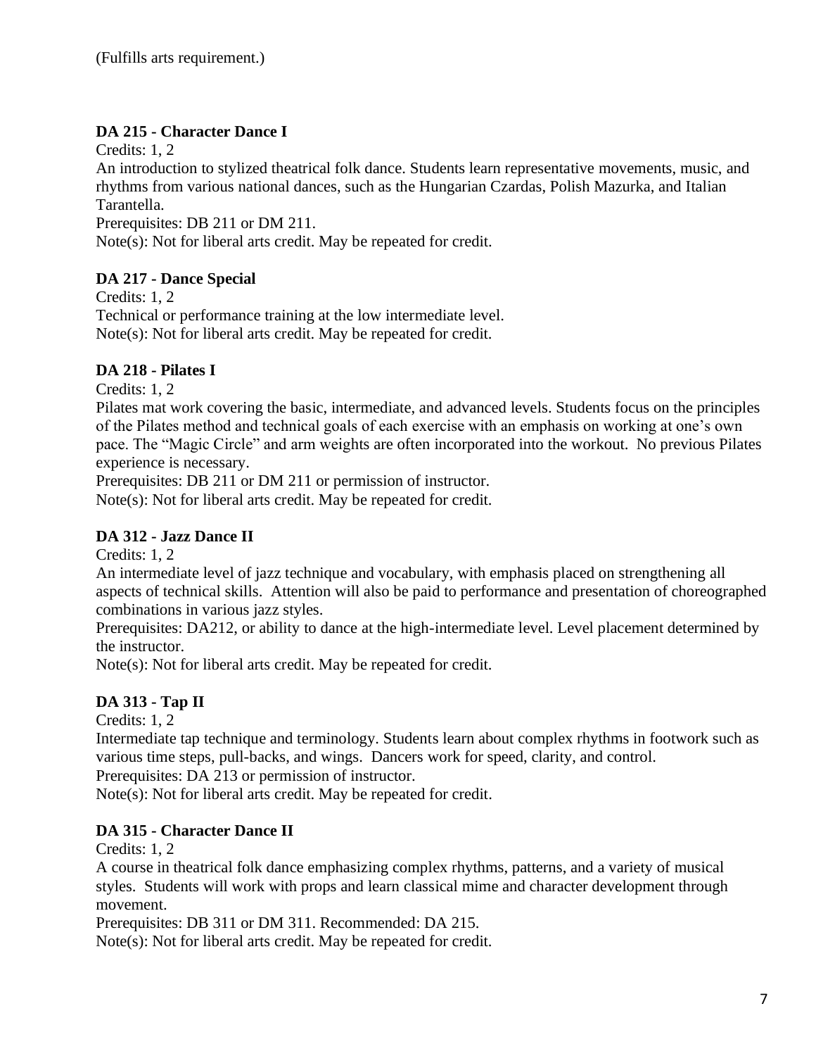(Fulfills arts requirement.)

**DA 215 - Character Dance I**

Credits: 1, 2

An introduction to stylized theatrical folk dance. Students learn representative movements, music, and rhythms from various national dances, such as the Hungarian Czardas, Polish Mazurka, and Italian Tarantella.

Prerequisites: DB 211 or DM 211.

Note(s): Not for liberal arts credit. May be repeated for credit.

**DA 217 - Dance Special**

Credits: 1, 2

Technical or performance training at the low intermediate level.

Note(s): Not for liberal arts credit. May be repeated for credit.

**DA 218 - Pilates I**

Credits: 1, 2

Pilates mat work covering the basic, intermediate, and advanced levels. Students focus on the principles of the Pilates method and technical goals of each exercise with an emphasis on working at one's own pace. The "Magic Circle" and arm weights are often incorporated into the workout. No previous Pilates experience is necessary.

Prerequisites: DB 211 or DM 211 or permission of instructor.

Note(s): Not for liberal arts credit. May be repeated for credit.

**DA 312 - Jazz Dance II**

Credits: 1, 2

An intermediate level of jazz technique and vocabulary, with emphasis placed on strengthening all aspects of technical skills. Attention will also be paid to performance and presentation of choreographed combinations in various jazz styles.

Prerequisites: DA212, or ability to dance at the high-intermediate level. Level placement determined by the instructor.

Note(s): Not for liberal arts credit. May be repeated for credit.

**DA 313 - Tap II**

Credits: 1, 2

Intermediate tap technique and terminology. Students learn about complex rhythms in footwork such as various time steps, pull-backs, and wings. Dancers work for speed, clarity, and control.

Prerequisites: DA 213 or permission of instructor.

Note(s): Not for liberal arts credit. May be repeated for credit.

**DA 315 - Character Dance II**

Credits: 1, 2

A course in theatrical folk dance emphasizing complex rhythms, patterns, and a variety of musical styles. Students will work with props and learn classical mime and character development through movement.

Prerequisites: DB 311 or DM 311. Recommended: DA 215.

Note(s): Not for liberal arts credit. May be repeated for credit.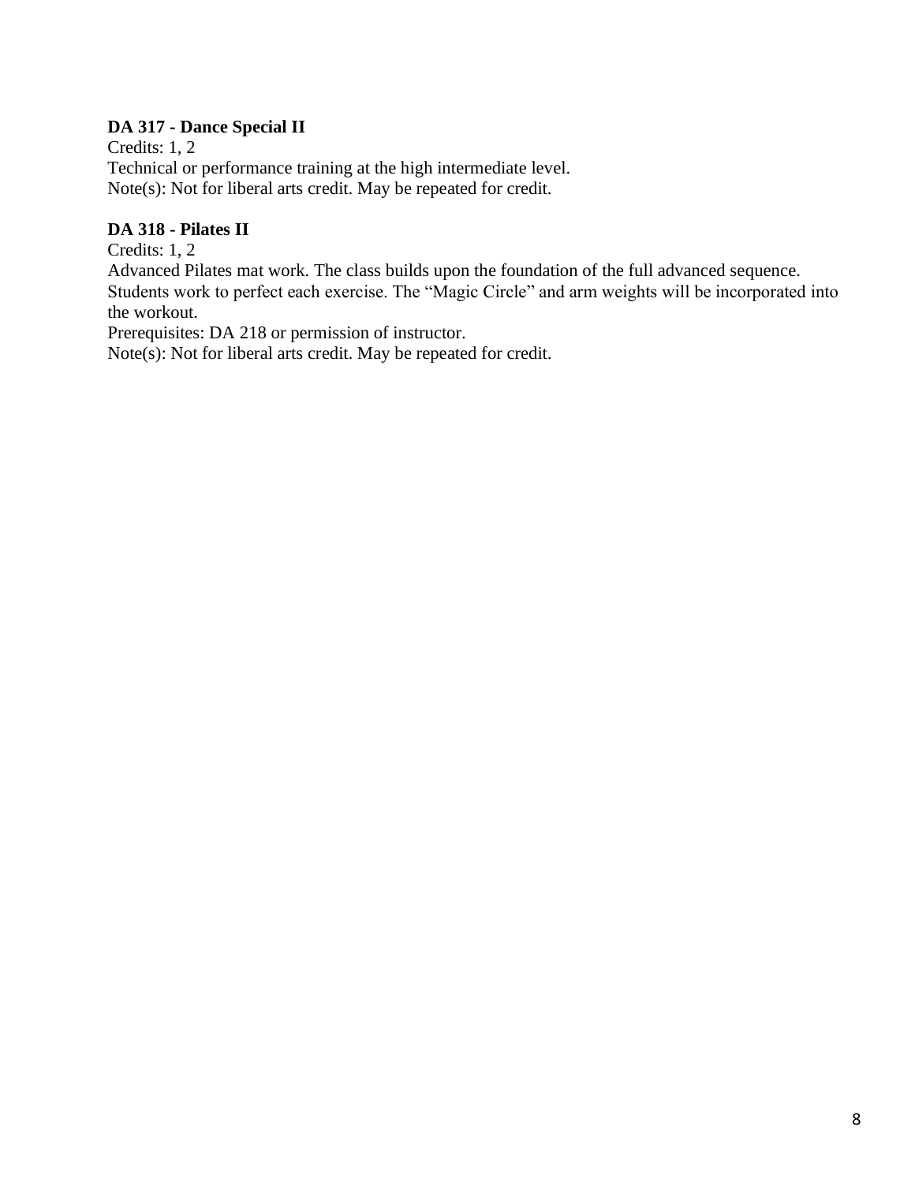**DA 317 - Dance Special II**
Credits: 1, 2
Technical or performance training at the high intermediate level.
Note(s): Not for liberal arts credit. May be repeated for credit.

**DA 318 - Pilates II**
Credits: 1, 2
Advanced Pilates mat work. The class builds upon the foundation of the full advanced sequence. Students work to perfect each exercise. The "Magic Circle" and arm weights will be incorporated into the workout.
Prerequisites: DA 218 or permission of instructor.
Note(s): Not for liberal arts credit. May be repeated for credit.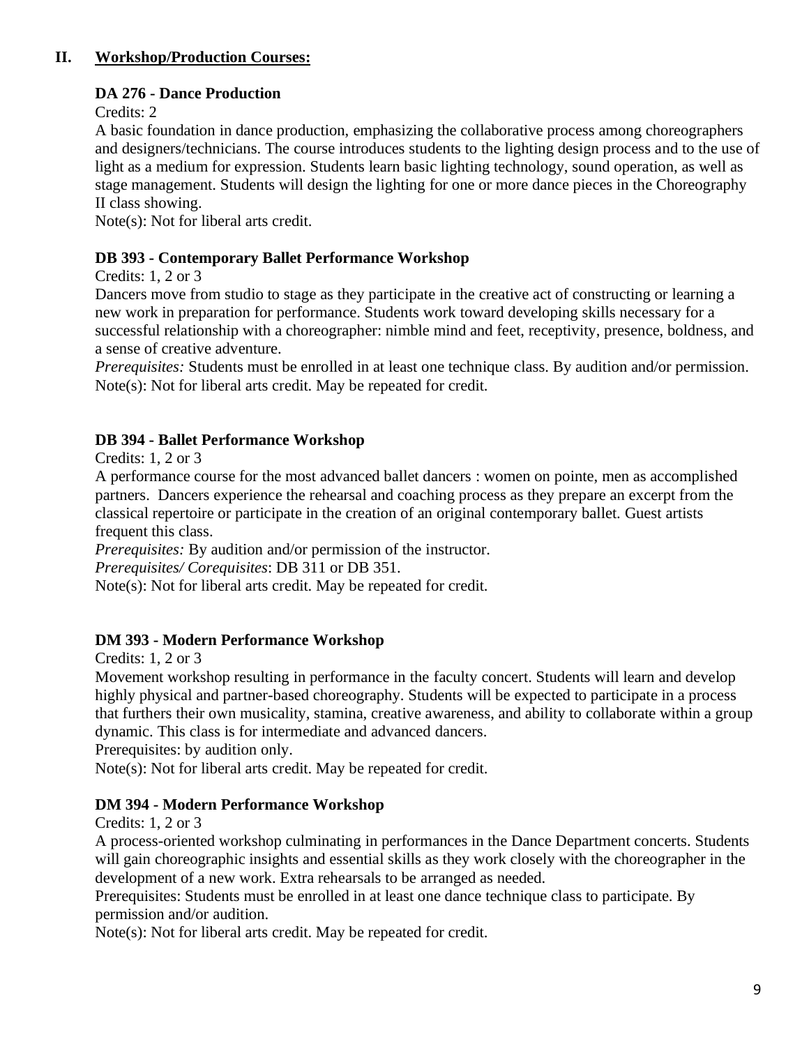## II. Workshop/Production Courses:

### DA 276 - Dance Production

Credits: 2

A basic foundation in dance production, emphasizing the collaborative process among choreographers and designers/technicians. The course introduces students to the lighting design process and to the use of light as a medium for expression. Students learn basic lighting technology, sound operation, as well as stage management. Students will design the lighting for one or more dance pieces in the Choreography II class showing.

Note(s): Not for liberal arts credit.

### DB 393 - Contemporary Ballet Performance Workshop

Credits: 1, 2 or 3

Dancers move from studio to stage as they participate in the creative act of constructing or learning a new work in preparation for performance. Students work toward developing skills necessary for a successful relationship with a choreographer: nimble mind and feet, receptivity, presence, boldness, and a sense of creative adventure.

*Prerequisites:* Students must be enrolled in at least one technique class. By audition and/or permission.

Note(s): Not for liberal arts credit. May be repeated for credit.

### DB 394 - Ballet Performance Workshop

Credits: 1, 2 or 3

A performance course for the most advanced ballet dancers : women on pointe, men as accomplished partners. Dancers experience the rehearsal and coaching process as they prepare an excerpt from the classical repertoire or participate in the creation of an original contemporary ballet. Guest artists frequent this class.

*Prerequisites:* By audition and/or permission of the instructor.

*Prerequisites/ Corequisites*: DB 311 or DB 351.

Note(s): Not for liberal arts credit. May be repeated for credit.

### DM 393 - Modern Performance Workshop

Credits: 1, 2 or 3

Movement workshop resulting in performance in the faculty concert. Students will learn and develop highly physical and partner-based choreography. Students will be expected to participate in a process that furthers their own musicality, stamina, creative awareness, and ability to collaborate within a group dynamic. This class is for intermediate and advanced dancers.

Prerequisites: by audition only.

Note(s): Not for liberal arts credit. May be repeated for credit.

### DM 394 - Modern Performance Workshop

Credits: 1, 2 or 3

A process-oriented workshop culminating in performances in the Dance Department concerts. Students will gain choreographic insights and essential skills as they work closely with the choreographer in the development of a new work. Extra rehearsals to be arranged as needed.

Prerequisites: Students must be enrolled in at least one dance technique class to participate. By permission and/or audition.

Note(s): Not for liberal arts credit. May be repeated for credit.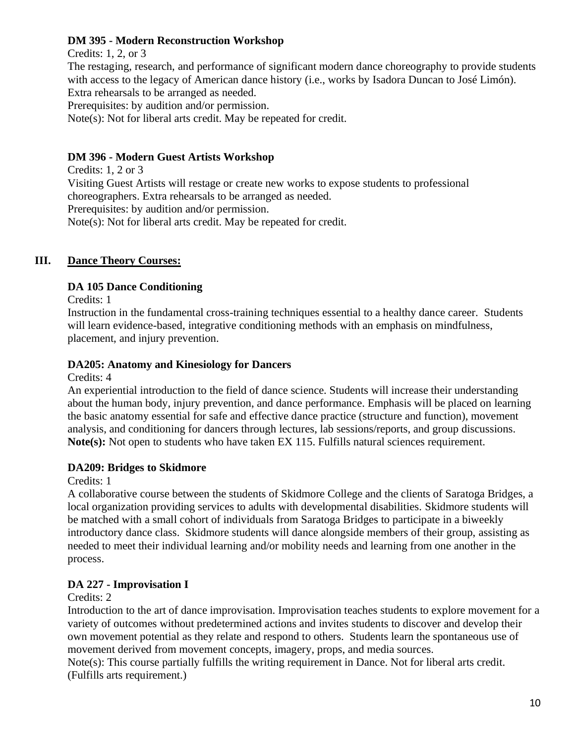**DM 395 - Modern Reconstruction Workshop**

Credits: 1, 2, or 3

The restaging, research, and performance of significant modern dance choreography to provide students with access to the legacy of American dance history (i.e., works by Isadora Duncan to José Limón). Extra rehearsals to be arranged as needed.

Prerequisites: by audition and/or permission.

Note(s): Not for liberal arts credit. May be repeated for credit.

**DM 396 - Modern Guest Artists Workshop**

Credits: 1, 2 or 3

Visiting Guest Artists will restage or create new works to expose students to professional choreographers. Extra rehearsals to be arranged as needed.

Prerequisites: by audition and/or permission.

Note(s): Not for liberal arts credit. May be repeated for credit.

## III. Dance Theory Courses:

**DA 105 Dance Conditioning**

Credits: 1

Instruction in the fundamental cross-training techniques essential to a healthy dance career. Students will learn evidence-based, integrative conditioning methods with an emphasis on mindfulness, placement, and injury prevention.

**DA205: Anatomy and Kinesiology for Dancers**

Credits: 4

An experiential introduction to the field of dance science. Students will increase their understanding about the human body, injury prevention, and dance performance. Emphasis will be placed on learning the basic anatomy essential for safe and effective dance practice (structure and function), movement analysis, and conditioning for dancers through lectures, lab sessions/reports, and group discussions.

**Note(s):** Not open to students who have taken EX 115. Fulfills natural sciences requirement.

**DA209: Bridges to Skidmore**

Credits: 1

A collaborative course between the students of Skidmore College and the clients of Saratoga Bridges, a local organization providing services to adults with developmental disabilities. Skidmore students will be matched with a small cohort of individuals from Saratoga Bridges to participate in a biweekly introductory dance class. Skidmore students will dance alongside members of their group, assisting as needed to meet their individual learning and/or mobility needs and learning from one another in the process.

**DA 227 - Improvisation I**

Credits: 2

Introduction to the art of dance improvisation. Improvisation teaches students to explore movement for a variety of outcomes without predetermined actions and invites students to discover and develop their own movement potential as they relate and respond to others. Students learn the spontaneous use of movement derived from movement concepts, imagery, props, and media sources.

Note(s): This course partially fulfills the writing requirement in Dance. Not for liberal arts credit. (Fulfills arts requirement.)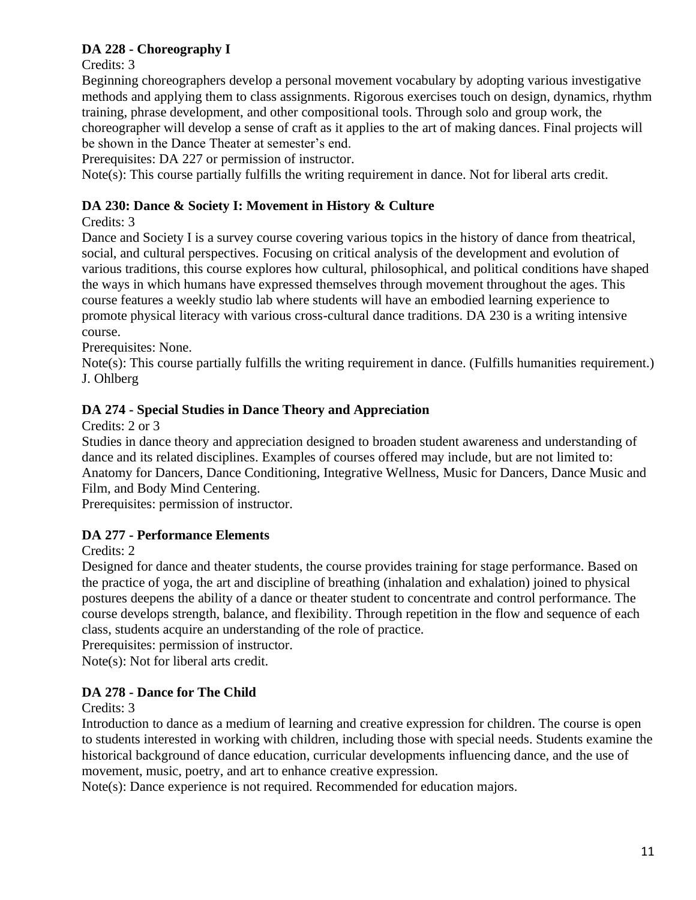**DA 228 - Choreography I**

Credits: 3

Beginning choreographers develop a personal movement vocabulary by adopting various investigative methods and applying them to class assignments. Rigorous exercises touch on design, dynamics, rhythm training, phrase development, and other compositional tools. Through solo and group work, the choreographer will develop a sense of craft as it applies to the art of making dances. Final projects will be shown in the Dance Theater at semester's end.

Prerequisites: DA 227 or permission of instructor.

Note(s): This course partially fulfills the writing requirement in dance. Not for liberal arts credit.

**DA 230: Dance & Society I: Movement in History & Culture**

Credits: 3

Dance and Society I is a survey course covering various topics in the history of dance from theatrical, social, and cultural perspectives. Focusing on critical analysis of the development and evolution of various traditions, this course explores how cultural, philosophical, and political conditions have shaped the ways in which humans have expressed themselves through movement throughout the ages. This course features a weekly studio lab where students will have an embodied learning experience to promote physical literacy with various cross-cultural dance traditions. DA 230 is a writing intensive course.

Prerequisites: None.

Note(s): This course partially fulfills the writing requirement in dance. (Fulfills humanities requirement.) J. Ohlberg

**DA 274 - Special Studies in Dance Theory and Appreciation**

Credits: 2 or 3

Studies in dance theory and appreciation designed to broaden student awareness and understanding of dance and its related disciplines. Examples of courses offered may include, but are not limited to: Anatomy for Dancers, Dance Conditioning, Integrative Wellness, Music for Dancers, Dance Music and Film, and Body Mind Centering.

Prerequisites: permission of instructor.

**DA 277 - Performance Elements**

Credits: 2

Designed for dance and theater students, the course provides training for stage performance. Based on the practice of yoga, the art and discipline of breathing (inhalation and exhalation) joined to physical postures deepens the ability of a dance or theater student to concentrate and control performance. The course develops strength, balance, and flexibility. Through repetition in the flow and sequence of each class, students acquire an understanding of the role of practice.

Prerequisites: permission of instructor.

Note(s): Not for liberal arts credit.

**DA 278 - Dance for The Child**

Credits: 3

Introduction to dance as a medium of learning and creative expression for children. The course is open to students interested in working with children, including those with special needs. Students examine the historical background of dance education, curricular developments influencing dance, and the use of movement, music, poetry, and art to enhance creative expression.

Note(s): Dance experience is not required. Recommended for education majors.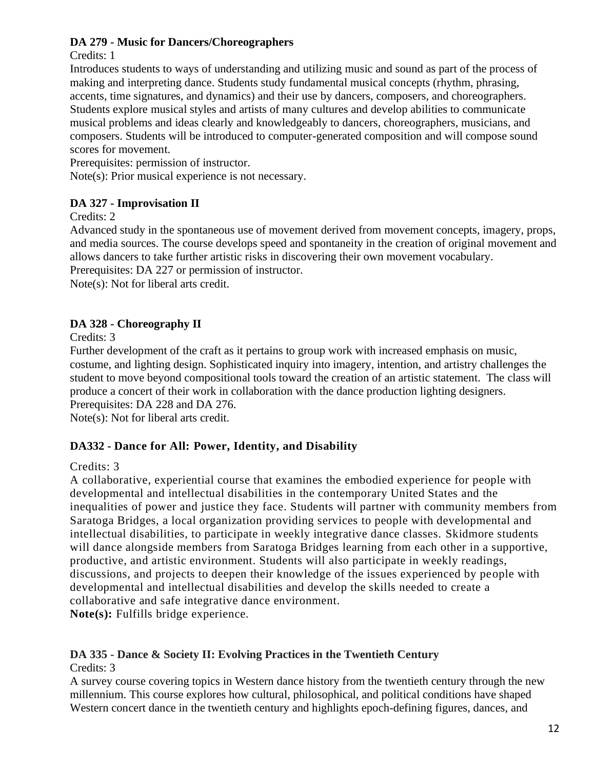### DA 279 - Music for Dancers/Choreographers

Credits: 1

Introduces students to ways of understanding and utilizing music and sound as part of the process of making and interpreting dance. Students study fundamental musical concepts (rhythm, phrasing, accents, time signatures, and dynamics) and their use by dancers, composers, and choreographers. Students explore musical styles and artists of many cultures and develop abilities to communicate musical problems and ideas clearly and knowledgeably to dancers, choreographers, musicians, and composers. Students will be introduced to computer-generated composition and will compose sound scores for movement.

Prerequisites: permission of instructor.

Note(s): Prior musical experience is not necessary.

### DA 327 - Improvisation II

Credits: 2

Advanced study in the spontaneous use of movement derived from movement concepts, imagery, props, and media sources. The course develops speed and spontaneity in the creation of original movement and allows dancers to take further artistic risks in discovering their own movement vocabulary.

Prerequisites: DA 227 or permission of instructor.

Note(s): Not for liberal arts credit.

### DA 328 - Choreography II

Credits: 3

Further development of the craft as it pertains to group work with increased emphasis on music, costume, and lighting design. Sophisticated inquiry into imagery, intention, and artistry challenges the student to move beyond compositional tools toward the creation of an artistic statement. The class will produce a concert of their work in collaboration with the dance production lighting designers.

Prerequisites: DA 228 and DA 276.

Note(s): Not for liberal arts credit.

### DA332 - Dance for All: Power, Identity, and Disability

Credits: 3

A collaborative, experiential course that examines the embodied experience for people with developmental and intellectual disabilities in the contemporary United States and the inequalities of power and justice they face. Students will partner with community members from Saratoga Bridges, a local organization providing services to people with developmental and intellectual disabilities, to participate in weekly integrative dance classes. Skidmore students will dance alongside members from Saratoga Bridges learning from each other in a supportive, productive, and artistic environment. Students will also participate in weekly readings, discussions, and projects to deepen their knowledge of the issues experienced by people with developmental and intellectual disabilities and develop the skills needed to create a collaborative and safe integrative dance environment.

**Note(s):** Fulfills bridge experience.

### DA 335 - Dance & Society II: Evolving Practices in the Twentieth Century

Credits: 3

A survey course covering topics in Western dance history from the twentieth century through the new millennium. This course explores how cultural, philosophical, and political conditions have shaped Western concert dance in the twentieth century and highlights epoch-defining figures, dances, and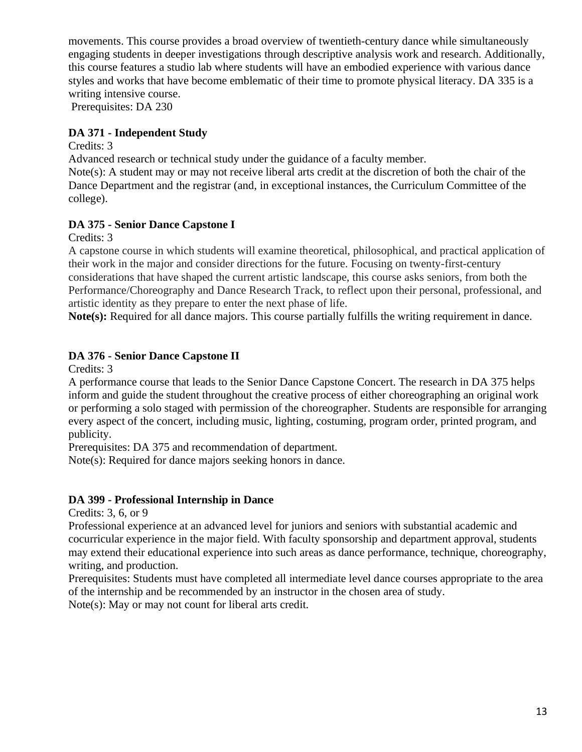movements. This course provides a broad overview of twentieth-century dance while simultaneously engaging students in deeper investigations through descriptive analysis work and research. Additionally, this course features a studio lab where students will have an embodied experience with various dance styles and works that have become emblematic of their time to promote physical literacy. DA 335 is a writing intensive course.

Prerequisites: DA 230

### DA 371 - Independent Study

Credits: 3

Advanced research or technical study under the guidance of a faculty member.

Note(s): A student may or may not receive liberal arts credit at the discretion of both the chair of the Dance Department and the registrar (and, in exceptional instances, the Curriculum Committee of the college).

### DA 375 - Senior Dance Capstone I

Credits: 3

A capstone course in which students will examine theoretical, philosophical, and practical application of their work in the major and consider directions for the future. Focusing on twenty-first-century considerations that have shaped the current artistic landscape, this course asks seniors, from both the Performance/Choreography and Dance Research Track, to reflect upon their personal, professional, and artistic identity as they prepare to enter the next phase of life.

**Note(s):** Required for all dance majors. This course partially fulfills the writing requirement in dance.

### DA 376 - Senior Dance Capstone II

Credits: 3

A performance course that leads to the Senior Dance Capstone Concert. The research in DA 375 helps inform and guide the student throughout the creative process of either choreographing an original work or performing a solo staged with permission of the choreographer. Students are responsible for arranging every aspect of the concert, including music, lighting, costuming, program order, printed program, and publicity.

Prerequisites: DA 375 and recommendation of department.

Note(s): Required for dance majors seeking honors in dance.

### DA 399 - Professional Internship in Dance

Credits: 3, 6, or 9

Professional experience at an advanced level for juniors and seniors with substantial academic and cocurricular experience in the major field. With faculty sponsorship and department approval, students may extend their educational experience into such areas as dance performance, technique, choreography, writing, and production.

Prerequisites: Students must have completed all intermediate level dance courses appropriate to the area of the internship and be recommended by an instructor in the chosen area of study.

Note(s): May or may not count for liberal arts credit.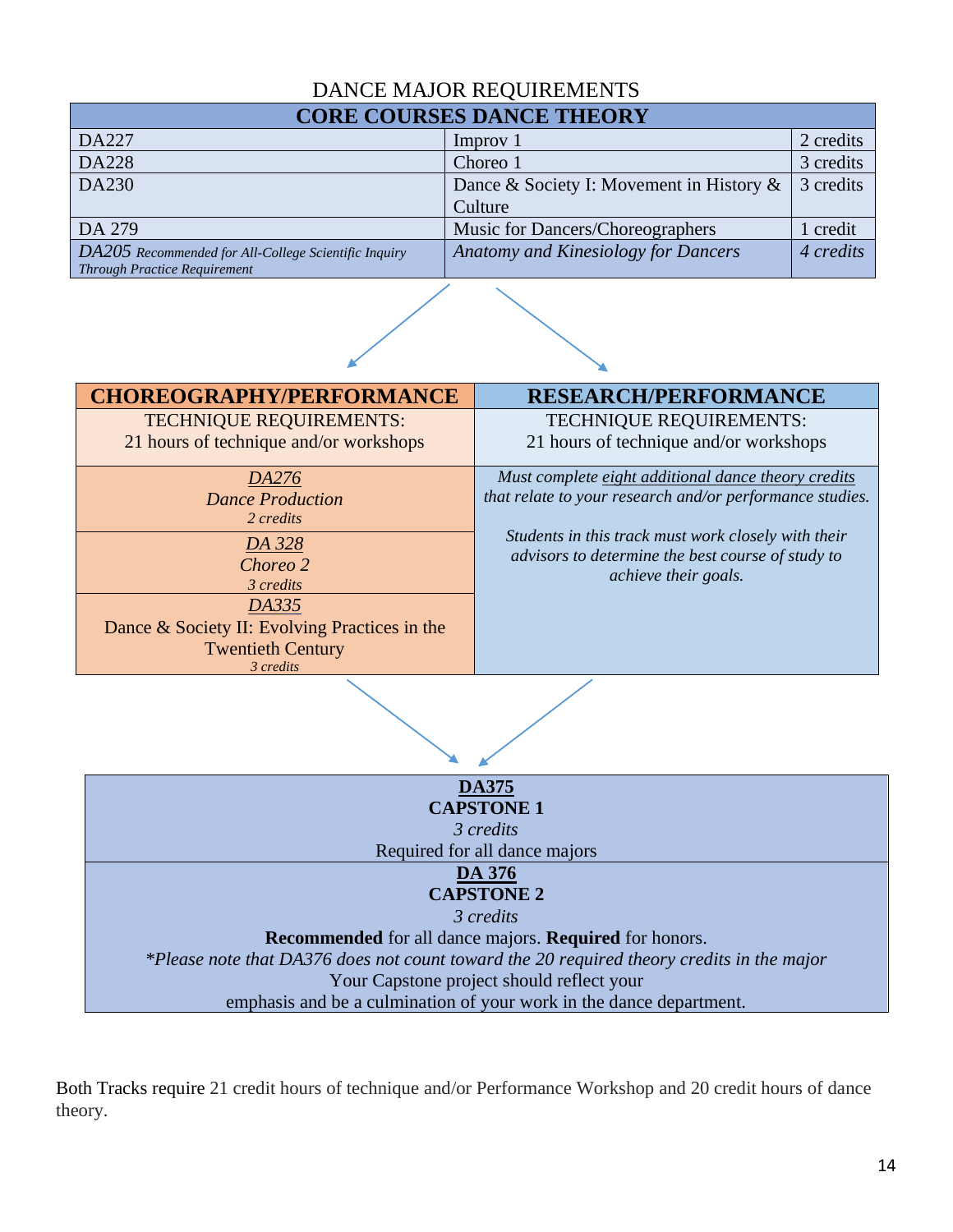# DANCE MAJOR REQUIREMENTS

| CORE COURSES DANCE THEORY | | |
|---|---|---|
| DA227 | Improv 1 | 2 credits |
| DA228 | Choreo 1 | 3 credits |
| DA230 | Dance & Society I: Movement in History & Culture | 3 credits |
| DA 279 | Music for Dancers/Choreographers | 1 credit |
| *DA205 Recommended for All-College Scientific Inquiry Through Practice Requirement* | *Anatomy and Kinesiology for Dancers* | *4 credits* |

| CHOREOGRAPHY/PERFORMANCE | RESEARCH/PERFORMANCE |
|---|---|
| TECHNIQUE REQUIREMENTS: 21 hours of technique and/or workshops | TECHNIQUE REQUIREMENTS: 21 hours of technique and/or workshops |
| *DA276* *Dance Production* *2 credits* | *Must complete eight additional dance theory credits that relate to your research and/or performance studies.* |
| *DA 328* *Choreo 2* *3 credits* | *Students in this track must work closely with their advisors to determine the best course of study to achieve their goals.* |
| *DA335* Dance & Society II: Evolving Practices in the Twentieth Century *3 credits* | |

**DA375**
**CAPSTONE 1**
*3 credits*
Required for all dance majors

**DA 376**
**CAPSTONE 2**
*3 credits*
**Recommended** for all dance majors. **Required** for honors.
*\*Please note that DA376 does not count toward the 20 required theory credits in the major*
Your Capstone project should reflect your emphasis and be a culmination of your work in the dance department.

Both Tracks require 21 credit hours of technique and/or Performance Workshop and 20 credit hours of dance theory.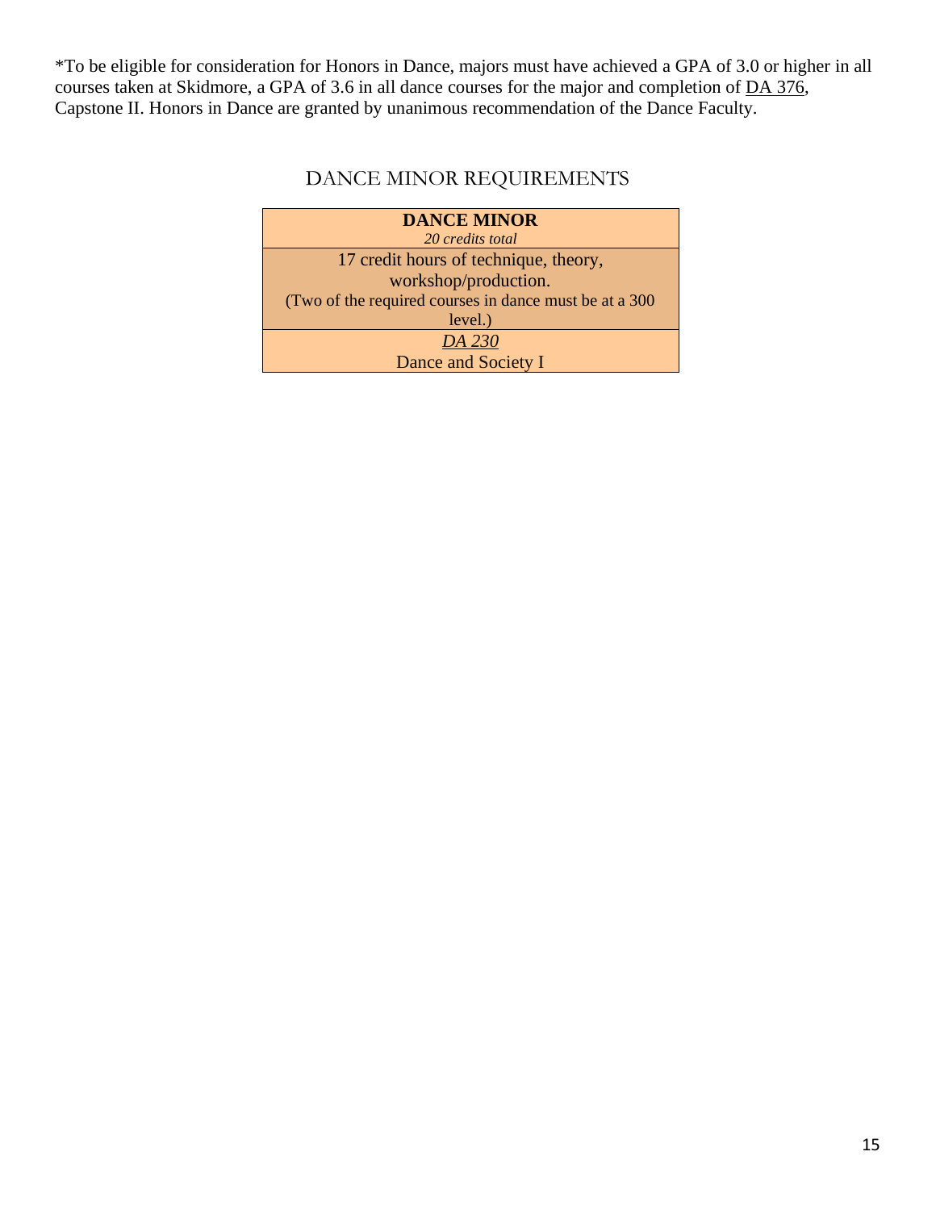*To be eligible for consideration for Honors in Dance, majors must have achieved a GPA of 3.0 or higher in all courses taken at Skidmore, a GPA of 3.6 in all dance courses for the major and completion of DA 376, Capstone II. Honors in Dance are granted by unanimous recommendation of the Dance Faculty.

## DANCE MINOR REQUIREMENTS

| **DANCE MINOR**<br>*20 credits total* |
| --- |
| 17 credit hours of technique, theory, workshop/production.<br>(Two of the required courses in dance must be at a 300 level.) |
| *DA 230*<br>Dance and Society I |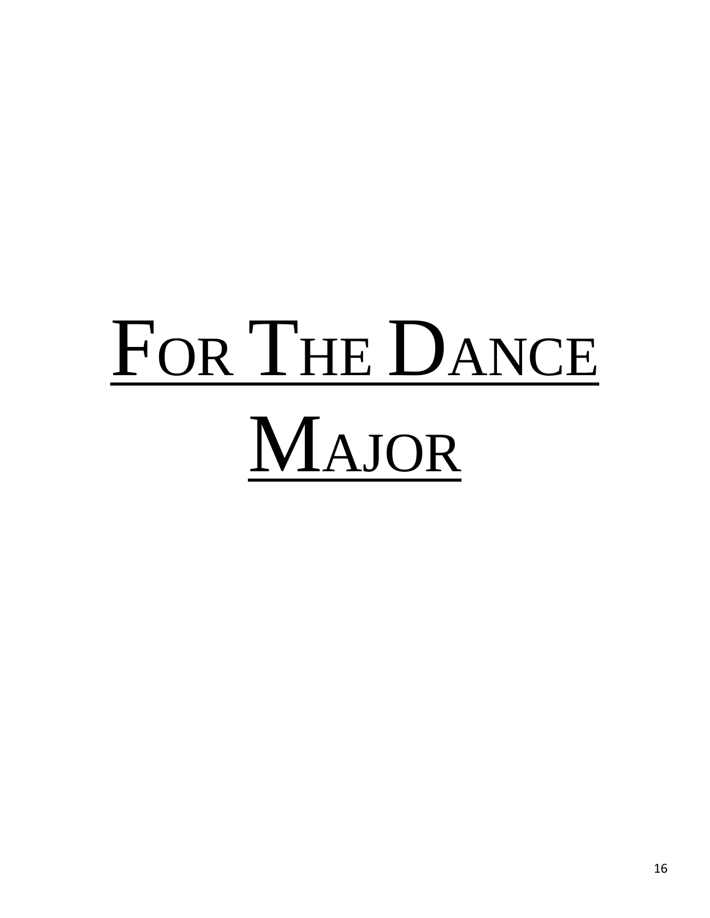# For The Dance Major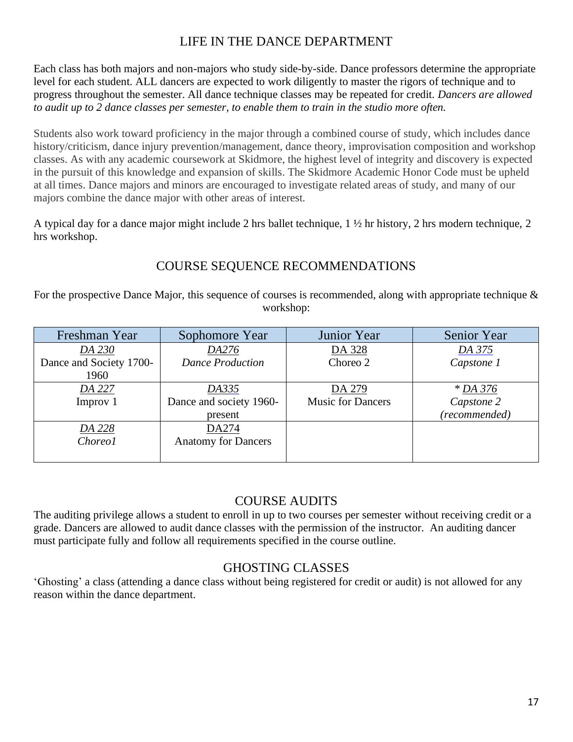## LIFE IN THE DANCE DEPARTMENT

Each class has both majors and non-majors who study side-by-side. Dance professors determine the appropriate level for each student. ALL dancers are expected to work diligently to master the rigors of technique and to progress throughout the semester. All dance technique classes may be repeated for credit. *Dancers are allowed to audit up to 2 dance classes per semester, to enable them to train in the studio more often.*

Students also work toward proficiency in the major through a combined course of study, which includes dance history/criticism, dance injury prevention/management, dance theory, improvisation composition and workshop classes. As with any academic coursework at Skidmore, the highest level of integrity and discovery is expected in the pursuit of this knowledge and expansion of skills. The Skidmore Academic Honor Code must be upheld at all times. Dance majors and minors are encouraged to investigate related areas of study, and many of our majors combine the dance major with other areas of interest.

A typical day for a dance major might include 2 hrs ballet technique, 1 ½ hr history, 2 hrs modern technique, 2 hrs workshop.

## COURSE SEQUENCE RECOMMENDATIONS

For the prospective Dance Major, this sequence of courses is recommended, along with appropriate technique & workshop:

| Freshman Year | Sophomore Year | Junior Year | Senior Year |
|---|---|---|---|
| *DA 230*<br>Dance and Society 1700-1960 | *DA276*<br>*Dance Production* | DA 328<br>Choreo 2 | *DA 375*<br>*Capstone 1* |
| *DA 227*<br>Improv 1 | *DA335*<br>Dance and society 1960-present | DA 279<br>Music for Dancers | * *DA 376*<br>*Capstone 2*<br>*(recommended)* |
| *DA 228*<br>*Choreo1* | DA274<br>Anatomy for Dancers | | |

## COURSE AUDITS

The auditing privilege allows a student to enroll in up to two courses per semester without receiving credit or a grade. Dancers are allowed to audit dance classes with the permission of the instructor. An auditing dancer must participate fully and follow all requirements specified in the course outline.

## GHOSTING CLASSES

'Ghosting' a class (attending a dance class without being registered for credit or audit) is not allowed for any reason within the dance department.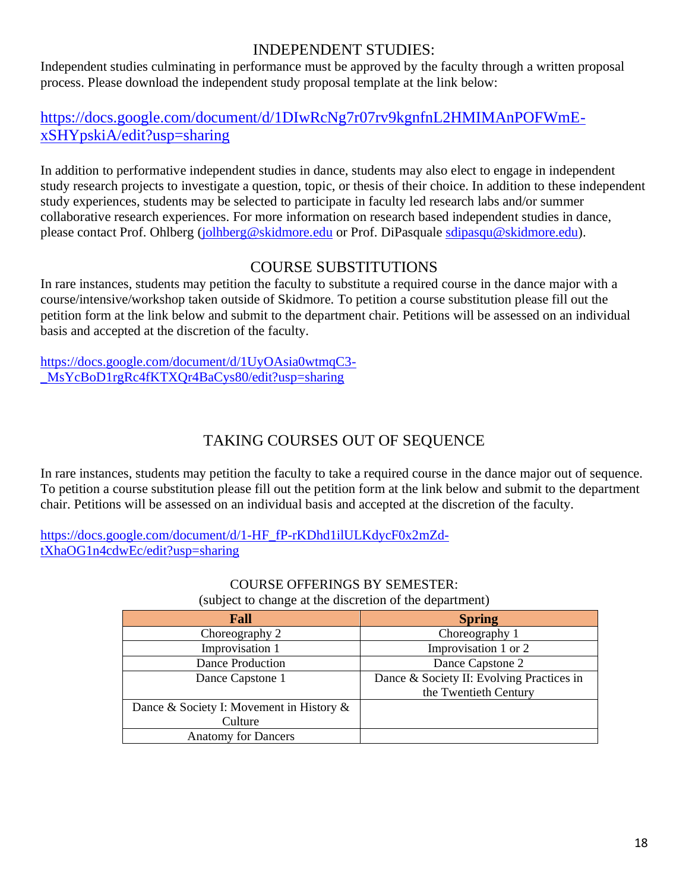## INDEPENDENT STUDIES:

Independent studies culminating in performance must be approved by the faculty through a written proposal process. Please download the independent study proposal template at the link below:

https://docs.google.com/document/d/1DIwRcNg7r07rv9kgnfnL2HMIMAnPOFWmE-xSHYpskiA/edit?usp=sharing

In addition to performative independent studies in dance, students may also elect to engage in independent study research projects to investigate a question, topic, or thesis of their choice. In addition to these independent study experiences, students may be selected to participate in faculty led research labs and/or summer collaborative research experiences. For more information on research based independent studies in dance, please contact Prof. Ohlberg (jolhberg@skidmore.edu or Prof. DiPasquale sdipasqu@skidmore.edu).

## COURSE SUBSTITUTIONS

In rare instances, students may petition the faculty to substitute a required course in the dance major with a course/intensive/workshop taken outside of Skidmore. To petition a course substitution please fill out the petition form at the link below and submit to the department chair. Petitions will be assessed on an individual basis and accepted at the discretion of the faculty.

https://docs.google.com/document/d/1UyOAsia0wtmqC3-_MsYcBoD1rgRc4fKTXQr4BaCys80/edit?usp=sharing

## TAKING COURSES OUT OF SEQUENCE

In rare instances, students may petition the faculty to take a required course in the dance major out of sequence. To petition a course substitution please fill out the petition form at the link below and submit to the department chair. Petitions will be assessed on an individual basis and accepted at the discretion of the faculty.

https://docs.google.com/document/d/1-HF_fP-rKDhd1ilULKdycF0x2mZd-tXhaOG1n4cdwEc/edit?usp=sharing

COURSE OFFERINGS BY SEMESTER:
(subject to change at the discretion of the department)

| **Fall** | **Spring** |
|---|---|
| Choreography 2 | Choreography 1 |
| Improvisation 1 | Improvisation 1 or 2 |
| Dance Production | Dance Capstone 2 |
| Dance Capstone 1 | Dance & Society II: Evolving Practices in the Twentieth Century |
| Dance & Society I: Movement in History & Culture | |
| Anatomy for Dancers | |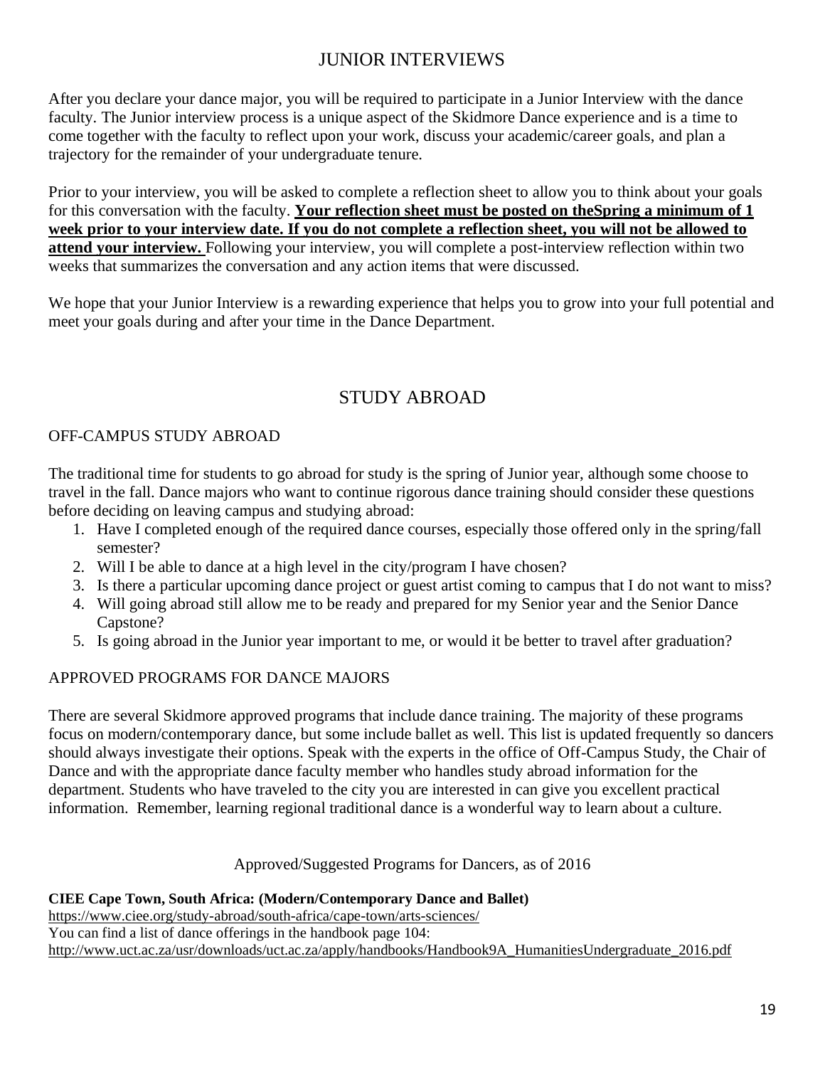## JUNIOR INTERVIEWS

After you declare your dance major, you will be required to participate in a Junior Interview with the dance faculty. The Junior interview process is a unique aspect of the Skidmore Dance experience and is a time to come together with the faculty to reflect upon your work, discuss your academic/career goals, and plan a trajectory for the remainder of your undergraduate tenure.

Prior to your interview, you will be asked to complete a reflection sheet to allow you to think about your goals for this conversation with the faculty. **Your reflection sheet must be posted on theSpring a minimum of 1 week prior to your interview date. If you do not complete a reflection sheet, you will not be allowed to attend your interview.** Following your interview, you will complete a post-interview reflection within two weeks that summarizes the conversation and any action items that were discussed.

We hope that your Junior Interview is a rewarding experience that helps you to grow into your full potential and meet your goals during and after your time in the Dance Department.

## STUDY ABROAD

### OFF-CAMPUS STUDY ABROAD

The traditional time for students to go abroad for study is the spring of Junior year, although some choose to travel in the fall. Dance majors who want to continue rigorous dance training should consider these questions before deciding on leaving campus and studying abroad:

1. Have I completed enough of the required dance courses, especially those offered only in the spring/fall semester?
2. Will I be able to dance at a high level in the city/program I have chosen?
3. Is there a particular upcoming dance project or guest artist coming to campus that I do not want to miss?
4. Will going abroad still allow me to be ready and prepared for my Senior year and the Senior Dance Capstone?
5. Is going abroad in the Junior year important to me, or would it be better to travel after graduation?

### APPROVED PROGRAMS FOR DANCE MAJORS

There are several Skidmore approved programs that include dance training. The majority of these programs focus on modern/contemporary dance, but some include ballet as well. This list is updated frequently so dancers should always investigate their options. Speak with the experts in the office of Off-Campus Study, the Chair of Dance and with the appropriate dance faculty member who handles study abroad information for the department. Students who have traveled to the city you are interested in can give you excellent practical information. Remember, learning regional traditional dance is a wonderful way to learn about a culture.

Approved/Suggested Programs for Dancers, as of 2016

**CIEE Cape Town, South Africa: (Modern/Contemporary Dance and Ballet)**
https://www.ciee.org/study-abroad/south-africa/cape-town/arts-sciences/
You can find a list of dance offerings in the handbook page 104:
http://www.uct.ac.za/usr/downloads/uct.ac.za/apply/handbooks/Handbook9A_HumanitiesUndergraduate_2016.pdf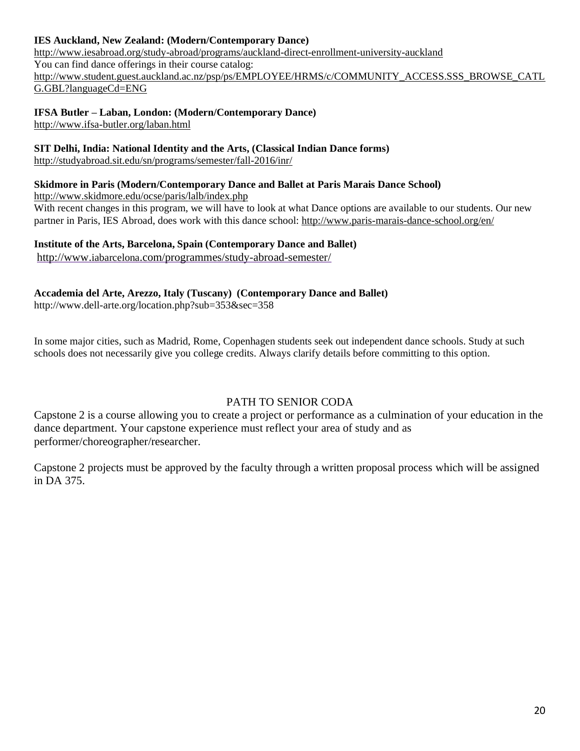**IES Auckland, New Zealand: (Modern/Contemporary Dance)**
http://www.iesabroad.org/study-abroad/programs/auckland-direct-enrollment-university-auckland
You can find dance offerings in their course catalog:
http://www.student.guest.auckland.ac.nz/psp/ps/EMPLOYEE/HRMS/c/COMMUNITY_ACCESS.SSS_BROWSE_CATLG.GBL?languageCd=ENG

**IFSA Butler – Laban, London: (Modern/Contemporary Dance)**
http://www.ifsa-butler.org/laban.html

**SIT Delhi, India: National Identity and the Arts, (Classical Indian Dance forms)**
http://studyabroad.sit.edu/sn/programs/semester/fall-2016/inr/

**Skidmore in Paris (Modern/Contemporary Dance and Ballet at Paris Marais Dance School)**
http://www.skidmore.edu/ocse/paris/lalb/index.php
With recent changes in this program, we will have to look at what Dance options are available to our students. Our new partner in Paris, IES Abroad, does work with this dance school: http://www.paris-marais-dance-school.org/en/

**Institute of the Arts, Barcelona, Spain (Contemporary Dance and Ballet)**
http://www.iabarcelona.com/programmes/study-abroad-semester/

**Accademia del Arte, Arezzo, Italy (Tuscany) (Contemporary Dance and Ballet)**
http://www.dell-arte.org/location.php?sub=353&sec=358

In some major cities, such as Madrid, Rome, Copenhagen students seek out independent dance schools. Study at such schools does not necessarily give you college credits. Always clarify details before committing to this option.

## PATH TO SENIOR CODA

Capstone 2 is a course allowing you to create a project or performance as a culmination of your education in the dance department. Your capstone experience must reflect your area of study and as performer/choreographer/researcher.

Capstone 2 projects must be approved by the faculty through a written proposal process which will be assigned in DA 375.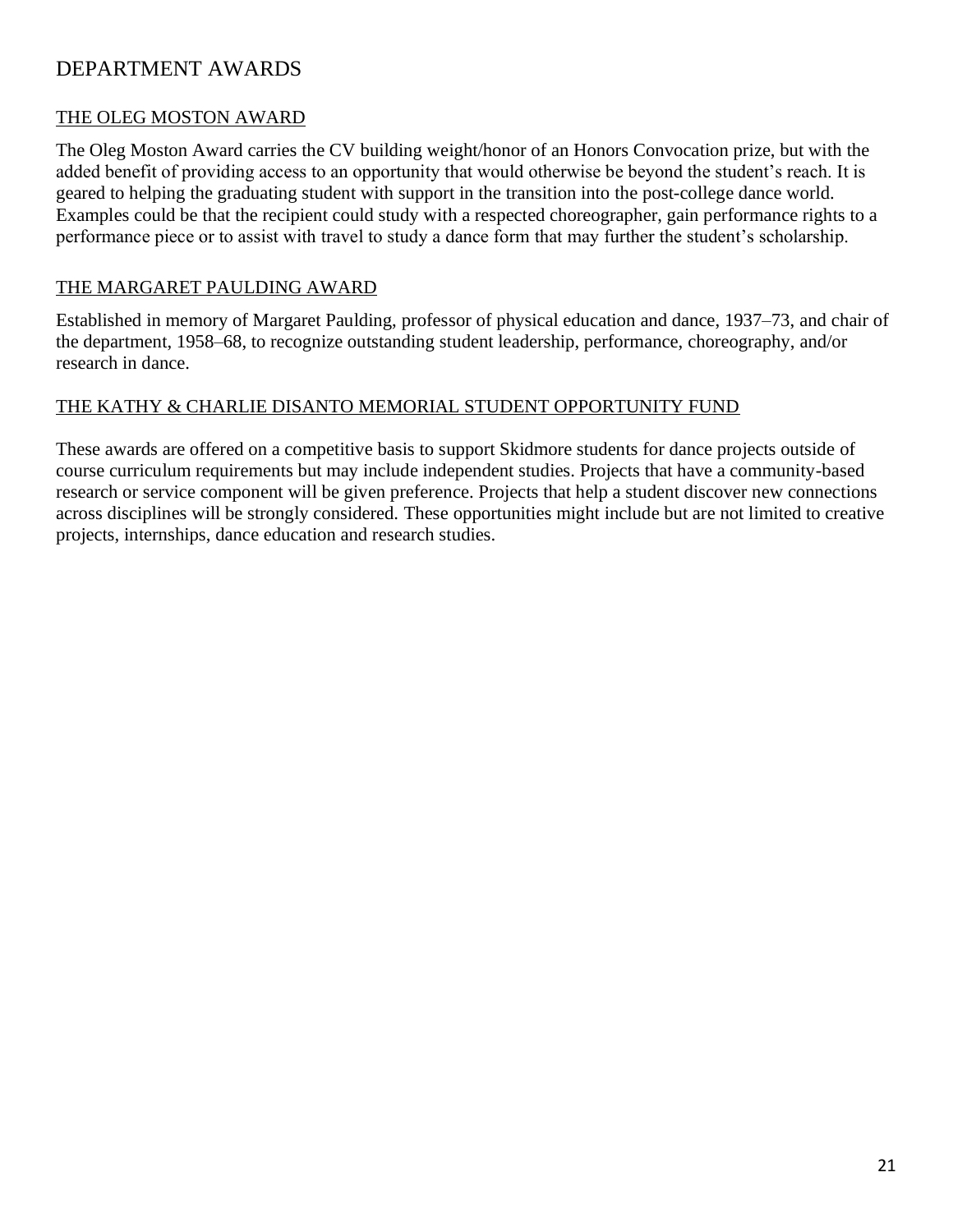# DEPARTMENT AWARDS

## THE OLEG MOSTON AWARD

The Oleg Moston Award carries the CV building weight/honor of an Honors Convocation prize, but with the added benefit of providing access to an opportunity that would otherwise be beyond the student's reach. It is geared to helping the graduating student with support in the transition into the post-college dance world. Examples could be that the recipient could study with a respected choreographer, gain performance rights to a performance piece or to assist with travel to study a dance form that may further the student's scholarship.

## THE MARGARET PAULDING AWARD

Established in memory of Margaret Paulding, professor of physical education and dance, 1937–73, and chair of the department, 1958–68, to recognize outstanding student leadership, performance, choreography, and/or research in dance.

## THE KATHY & CHARLIE DISANTO MEMORIAL STUDENT OPPORTUNITY FUND

These awards are offered on a competitive basis to support Skidmore students for dance projects outside of course curriculum requirements but may include independent studies. Projects that have a community-based research or service component will be given preference. Projects that help a student discover new connections across disciplines will be strongly considered. These opportunities might include but are not limited to creative projects, internships, dance education and research studies.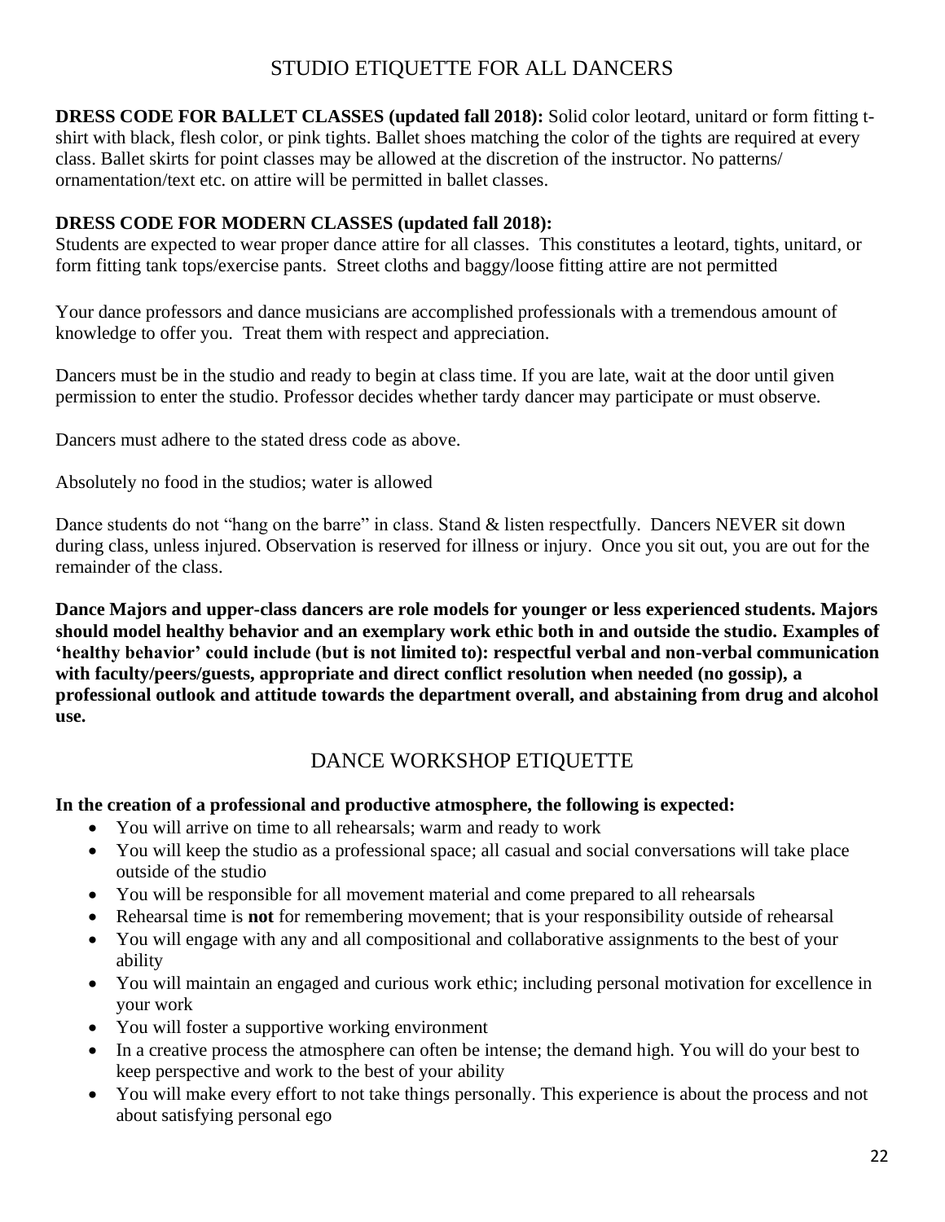## STUDIO ETIQUETTE FOR ALL DANCERS

**DRESS CODE FOR BALLET CLASSES (updated fall 2018):** Solid color leotard, unitard or form fitting t-shirt with black, flesh color, or pink tights. Ballet shoes matching the color of the tights are required at every class. Ballet skirts for point classes may be allowed at the discretion of the instructor. No patterns/ ornamentation/text etc. on attire will be permitted in ballet classes.

**DRESS CODE FOR MODERN CLASSES (updated fall 2018):**
Students are expected to wear proper dance attire for all classes. This constitutes a leotard, tights, unitard, or form fitting tank tops/exercise pants. Street cloths and baggy/loose fitting attire are not permitted

Your dance professors and dance musicians are accomplished professionals with a tremendous amount of knowledge to offer you. Treat them with respect and appreciation.

Dancers must be in the studio and ready to begin at class time. If you are late, wait at the door until given permission to enter the studio. Professor decides whether tardy dancer may participate or must observe.

Dancers must adhere to the stated dress code as above.

Absolutely no food in the studios; water is allowed

Dance students do not "hang on the barre" in class. Stand & listen respectfully. Dancers NEVER sit down during class, unless injured. Observation is reserved for illness or injury. Once you sit out, you are out for the remainder of the class.

**Dance Majors and upper-class dancers are role models for younger or less experienced students. Majors should model healthy behavior and an exemplary work ethic both in and outside the studio. Examples of 'healthy behavior' could include (but is not limited to): respectful verbal and non-verbal communication with faculty/peers/guests, appropriate and direct conflict resolution when needed (no gossip), a professional outlook and attitude towards the department overall, and abstaining from drug and alcohol use.**

## DANCE WORKSHOP ETIQUETTE

**In the creation of a professional and productive atmosphere, the following is expected:**

- You will arrive on time to all rehearsals; warm and ready to work
- You will keep the studio as a professional space; all casual and social conversations will take place outside of the studio
- You will be responsible for all movement material and come prepared to all rehearsals
- Rehearsal time is **not** for remembering movement; that is your responsibility outside of rehearsal
- You will engage with any and all compositional and collaborative assignments to the best of your ability
- You will maintain an engaged and curious work ethic; including personal motivation for excellence in your work
- You will foster a supportive working environment
- In a creative process the atmosphere can often be intense; the demand high. You will do your best to keep perspective and work to the best of your ability
- You will make every effort to not take things personally. This experience is about the process and not about satisfying personal ego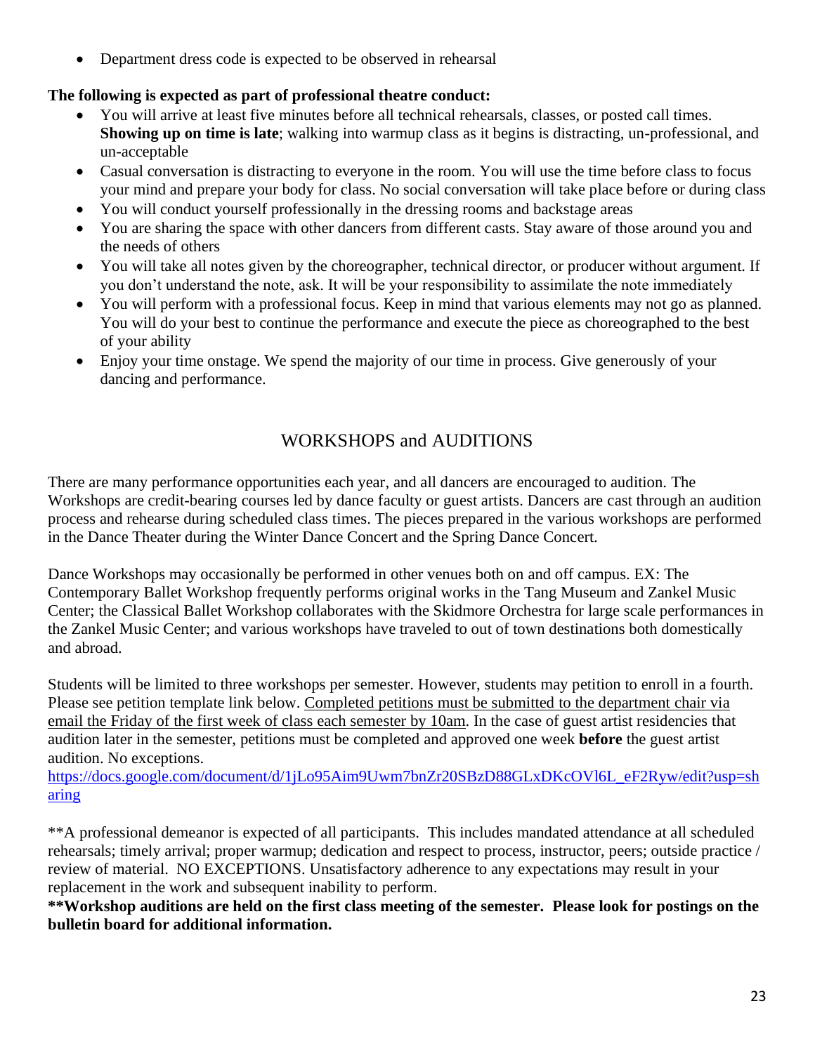- Department dress code is expected to be observed in rehearsal

**The following is expected as part of professional theatre conduct:**

- You will arrive at least five minutes before all technical rehearsals, classes, or posted call times. **Showing up on time is late**; walking into warmup class as it begins is distracting, un-professional, and un-acceptable
- Casual conversation is distracting to everyone in the room. You will use the time before class to focus your mind and prepare your body for class. No social conversation will take place before or during class
- You will conduct yourself professionally in the dressing rooms and backstage areas
- You are sharing the space with other dancers from different casts. Stay aware of those around you and the needs of others
- You will take all notes given by the choreographer, technical director, or producer without argument. If you don't understand the note, ask. It will be your responsibility to assimilate the note immediately
- You will perform with a professional focus. Keep in mind that various elements may not go as planned. You will do your best to continue the performance and execute the piece as choreographed to the best of your ability
- Enjoy your time onstage. We spend the majority of our time in process. Give generously of your dancing and performance.

## WORKSHOPS and AUDITIONS

There are many performance opportunities each year, and all dancers are encouraged to audition. The Workshops are credit-bearing courses led by dance faculty or guest artists. Dancers are cast through an audition process and rehearse during scheduled class times. The pieces prepared in the various workshops are performed in the Dance Theater during the Winter Dance Concert and the Spring Dance Concert.

Dance Workshops may occasionally be performed in other venues both on and off campus. EX: The Contemporary Ballet Workshop frequently performs original works in the Tang Museum and Zankel Music Center; the Classical Ballet Workshop collaborates with the Skidmore Orchestra for large scale performances in the Zankel Music Center; and various workshops have traveled to out of town destinations both domestically and abroad.

Students will be limited to three workshops per semester. However, students may petition to enroll in a fourth. Please see petition template link below. <u>Completed petitions must be submitted to the department chair via email the Friday of the first week of class each semester by 10am</u>. In the case of guest artist residencies that audition later in the semester, petitions must be completed and approved one week **before** the guest artist audition. No exceptions.
https://docs.google.com/document/d/1jLo95Aim9Uwm7bnZr20SBzD88GLxDKcOVl6L_eF2Ryw/edit?usp=sharing

**A professional demeanor is expected of all participants. This includes mandated attendance at all scheduled rehearsals; timely arrival; proper warmup; dedication and respect to process, instructor, peers; outside practice / review of material. NO EXCEPTIONS. Unsatisfactory adherence to any expectations may result in your replacement in the work and subsequent inability to perform.

****Workshop auditions are held on the first class meeting of the semester. Please look for postings on the bulletin board for additional information.**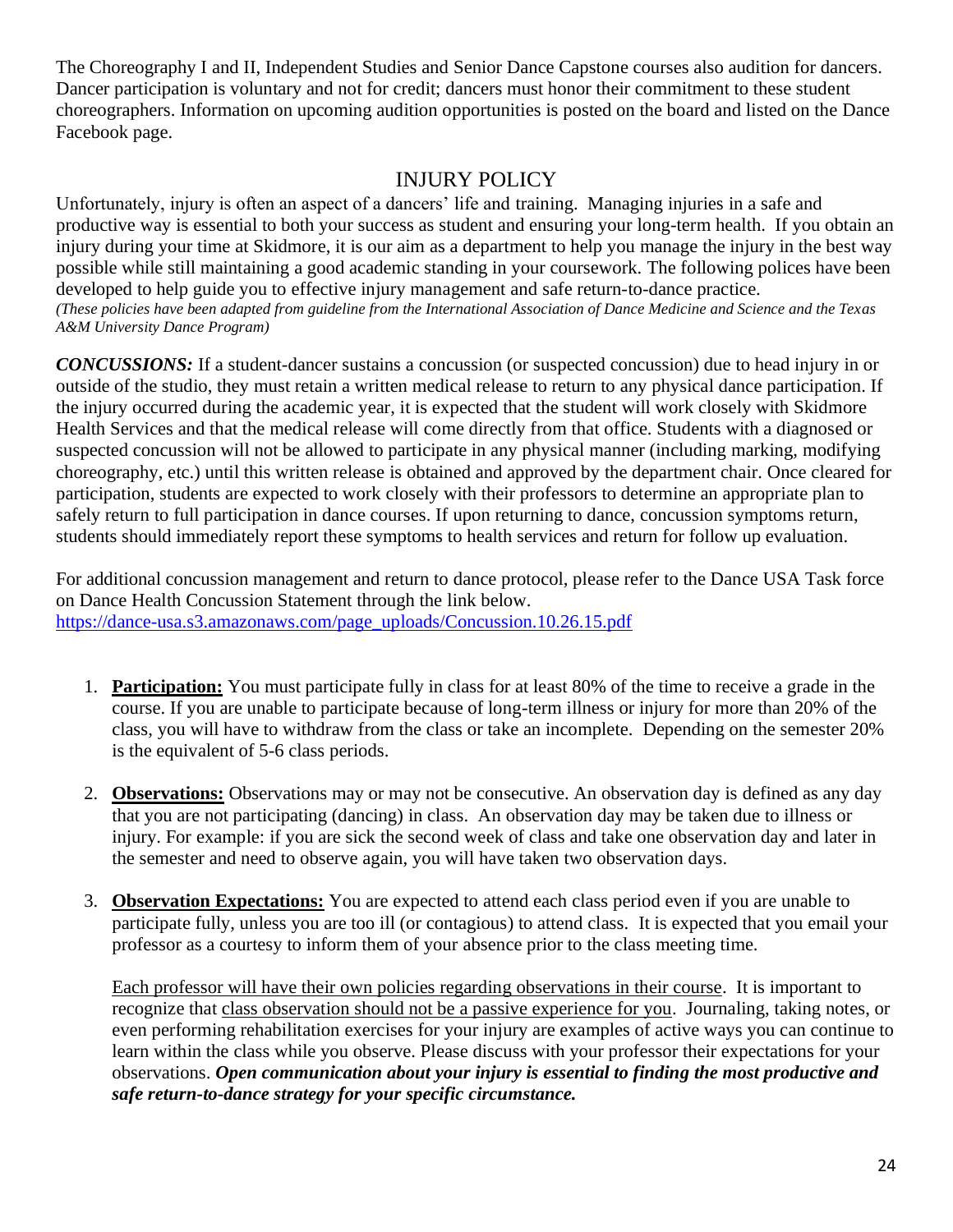The Choreography I and II, Independent Studies and Senior Dance Capstone courses also audition for dancers. Dancer participation is voluntary and not for credit; dancers must honor their commitment to these student choreographers. Information on upcoming audition opportunities is posted on the board and listed on the Dance Facebook page.

## INJURY POLICY

Unfortunately, injury is often an aspect of a dancers' life and training. Managing injuries in a safe and productive way is essential to both your success as student and ensuring your long-term health. If you obtain an injury during your time at Skidmore, it is our aim as a department to help you manage the injury in the best way possible while still maintaining a good academic standing in your coursework. The following polices have been developed to help guide you to effective injury management and safe return-to-dance practice.
*(These policies have been adapted from guideline from the International Association of Dance Medicine and Science and the Texas A&M University Dance Program)*

***CONCUSSIONS:*** If a student-dancer sustains a concussion (or suspected concussion) due to head injury in or outside of the studio, they must retain a written medical release to return to any physical dance participation. If the injury occurred during the academic year, it is expected that the student will work closely with Skidmore Health Services and that the medical release will come directly from that office. Students with a diagnosed or suspected concussion will not be allowed to participate in any physical manner (including marking, modifying choreography, etc.) until this written release is obtained and approved by the department chair. Once cleared for participation, students are expected to work closely with their professors to determine an appropriate plan to safely return to full participation in dance courses. If upon returning to dance, concussion symptoms return, students should immediately report these symptoms to health services and return for follow up evaluation.

For additional concussion management and return to dance protocol, please refer to the Dance USA Task force on Dance Health Concussion Statement through the link below.
https://dance-usa.s3.amazonaws.com/page_uploads/Concussion.10.26.15.pdf

1. **Participation:** You must participate fully in class for at least 80% of the time to receive a grade in the course. If you are unable to participate because of long-term illness or injury for more than 20% of the class, you will have to withdraw from the class or take an incomplete. Depending on the semester 20% is the equivalent of 5-6 class periods.

2. **Observations:** Observations may or may not be consecutive. An observation day is defined as any day that you are not participating (dancing) in class. An observation day may be taken due to illness or injury. For example: if you are sick the second week of class and take one observation day and later in the semester and need to observe again, you will have taken two observation days.

3. **Observation Expectations:** You are expected to attend each class period even if you are unable to participate fully, unless you are too ill (or contagious) to attend class. It is expected that you email your professor as a courtesy to inform them of your absence prior to the class meeting time.

   Each professor will have their own policies regarding observations in their course. It is important to recognize that class observation should not be a passive experience for you. Journaling, taking notes, or even performing rehabilitation exercises for your injury are examples of active ways you can continue to learn within the class while you observe. Please discuss with your professor their expectations for your observations. ***Open communication about your injury is essential to finding the most productive and safe return-to-dance strategy for your specific circumstance.***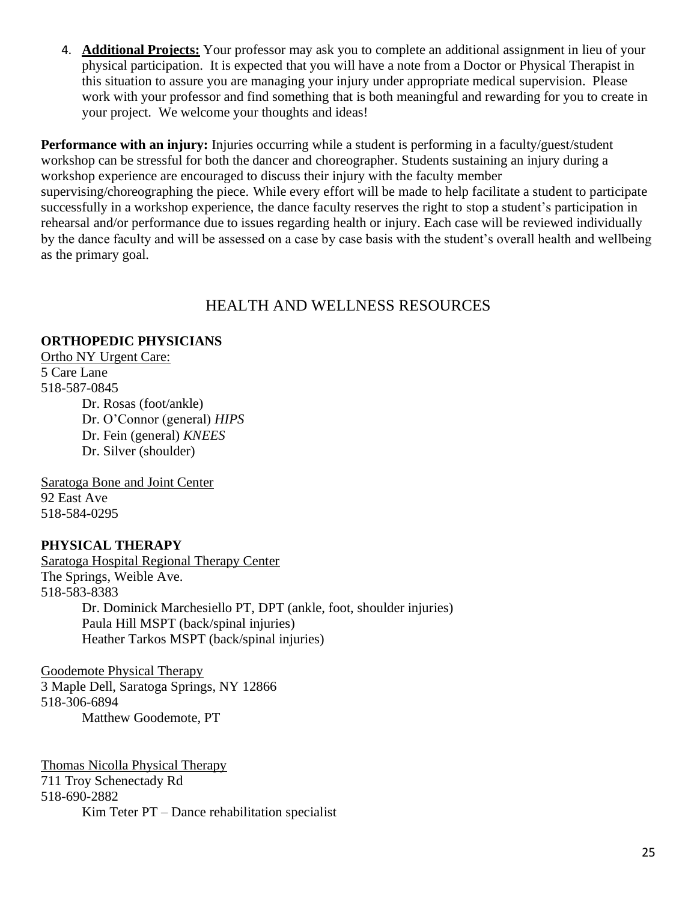4. **Additional Projects:** Your professor may ask you to complete an additional assignment in lieu of your physical participation. It is expected that you will have a note from a Doctor or Physical Therapist in this situation to assure you are managing your injury under appropriate medical supervision. Please work with your professor and find something that is both meaningful and rewarding for you to create in your project. We welcome your thoughts and ideas!

**Performance with an injury:** Injuries occurring while a student is performing in a faculty/guest/student workshop can be stressful for both the dancer and choreographer. Students sustaining an injury during a workshop experience are encouraged to discuss their injury with the faculty member supervising/choreographing the piece. While every effort will be made to help facilitate a student to participate successfully in a workshop experience, the dance faculty reserves the right to stop a student's participation in rehearsal and/or performance due to issues regarding health or injury. Each case will be reviewed individually by the dance faculty and will be assessed on a case by case basis with the student's overall health and wellbeing as the primary goal.

## HEALTH AND WELLNESS RESOURCES

### ORTHOPEDIC PHYSICIANS

<u>Ortho NY Urgent Care:</u>
5 Care Lane
518-587-0845

- Dr. Rosas (foot/ankle)
- Dr. O'Connor (general) *HIPS*
- Dr. Fein (general) *KNEES*
- Dr. Silver (shoulder)

<u>Saratoga Bone and Joint Center</u>
92 East Ave
518-584-0295

### PHYSICAL THERAPY

<u>Saratoga Hospital Regional Therapy Center</u>
The Springs, Weible Ave.
518-583-8383

- Dr. Dominick Marchesiello PT, DPT (ankle, foot, shoulder injuries)
- Paula Hill MSPT (back/spinal injuries)
- Heather Tarkos MSPT (back/spinal injuries)

<u>Goodemote Physical Therapy</u>
3 Maple Dell, Saratoga Springs, NY 12866
518-306-6894

- Matthew Goodemote, PT

<u>Thomas Nicolla Physical Therapy</u>
711 Troy Schenectady Rd
518-690-2882

- Kim Teter PT – Dance rehabilitation specialist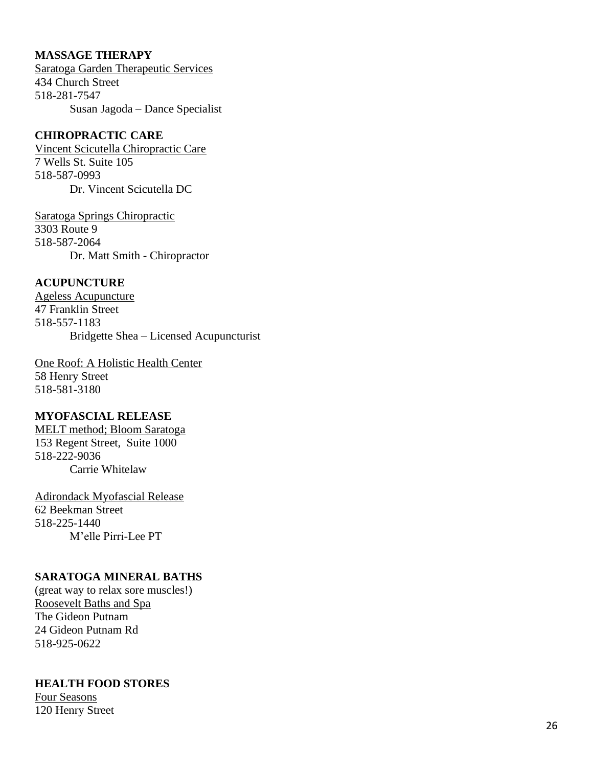### MASSAGE THERAPY

<u>Saratoga Garden Therapeutic Services</u>
434 Church Street
518-281-7547
Susan Jagoda – Dance Specialist

### CHIROPRACTIC CARE

<u>Vincent Scicutella Chiropractic Care</u>
7 Wells St. Suite 105
518-587-0993
Dr. Vincent Scicutella DC

<u>Saratoga Springs Chiropractic</u>
3303 Route 9
518-587-2064
Dr. Matt Smith - Chiropractor

### ACUPUNCTURE

<u>Ageless Acupuncture</u>
47 Franklin Street
518-557-1183
Bridgette Shea – Licensed Acupuncturist

<u>One Roof: A Holistic Health Center</u>
58 Henry Street
518-581-3180

### MYOFASCIAL RELEASE

<u>MELT method; Bloom Saratoga</u>
153 Regent Street, Suite 1000
518-222-9036
Carrie Whitelaw

<u>Adirondack Myofascial Release</u>
62 Beekman Street
518-225-1440
M'elle Pirri-Lee PT

### SARATOGA MINERAL BATHS

(great way to relax sore muscles!)
<u>Roosevelt Baths and Spa</u>
The Gideon Putnam
24 Gideon Putnam Rd
518-925-0622

### HEALTH FOOD STORES

<u>Four Seasons</u>
120 Henry Street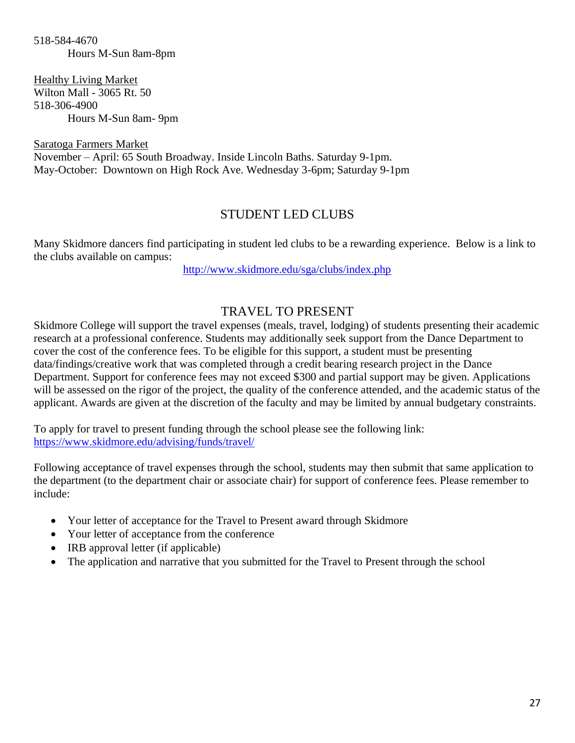518-584-4670
Hours M-Sun 8am-8pm

Healthy Living Market
Wilton Mall - 3065 Rt. 50
518-306-4900
Hours M-Sun 8am- 9pm

Saratoga Farmers Market
November – April: 65 South Broadway. Inside Lincoln Baths. Saturday 9-1pm.
May-October: Downtown on High Rock Ave. Wednesday 3-6pm; Saturday 9-1pm

## STUDENT LED CLUBS

Many Skidmore dancers find participating in student led clubs to be a rewarding experience. Below is a link to the clubs available on campus:

http://www.skidmore.edu/sga/clubs/index.php

## TRAVEL TO PRESENT

Skidmore College will support the travel expenses (meals, travel, lodging) of students presenting their academic research at a professional conference. Students may additionally seek support from the Dance Department to cover the cost of the conference fees. To be eligible for this support, a student must be presenting data/findings/creative work that was completed through a credit bearing research project in the Dance Department. Support for conference fees may not exceed $300 and partial support may be given. Applications will be assessed on the rigor of the project, the quality of the conference attended, and the academic status of the applicant. Awards are given at the discretion of the faculty and may be limited by annual budgetary constraints.

To apply for travel to present funding through the school please see the following link:
https://www.skidmore.edu/advising/funds/travel/

Following acceptance of travel expenses through the school, students may then submit that same application to the department (to the department chair or associate chair) for support of conference fees. Please remember to include:

- Your letter of acceptance for the Travel to Present award through Skidmore
- Your letter of acceptance from the conference
- IRB approval letter (if applicable)
- The application and narrative that you submitted for the Travel to Present through the school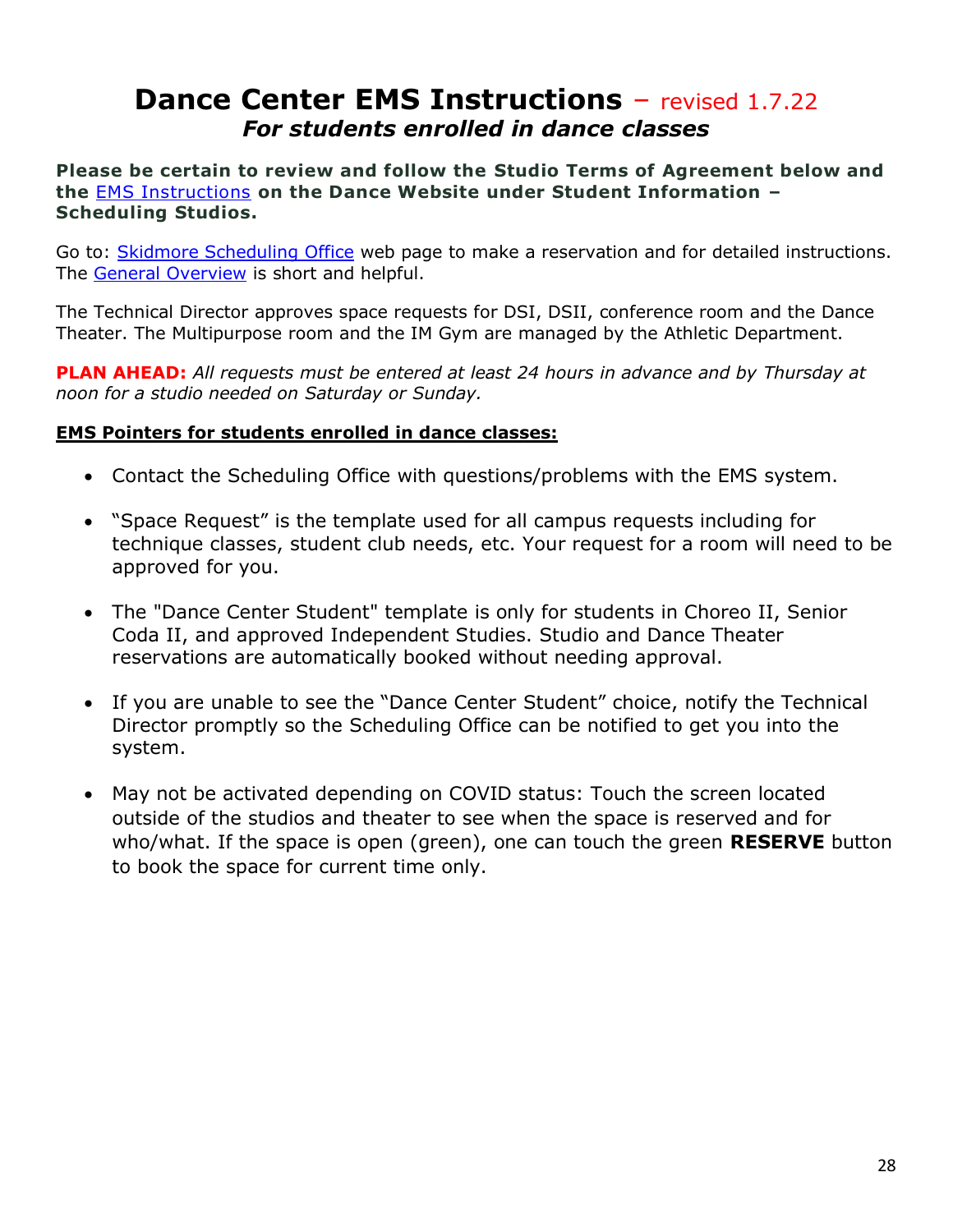# Dance Center EMS Instructions – revised 1.7.22

## *For students enrolled in dance classes*

**Please be certain to review and follow the Studio Terms of Agreement below and the EMS Instructions on the Dance Website under Student Information – Scheduling Studios.**

Go to: Skidmore Scheduling Office web page to make a reservation and for detailed instructions. The General Overview is short and helpful.

The Technical Director approves space requests for DSI, DSII, conference room and the Dance Theater. The Multipurpose room and the IM Gym are managed by the Athletic Department.

**PLAN AHEAD:** *All requests must be entered at least 24 hours in advance and by Thursday at noon for a studio needed on Saturday or Sunday.*

**EMS Pointers for students enrolled in dance classes:**

- Contact the Scheduling Office with questions/problems with the EMS system.
- "Space Request" is the template used for all campus requests including for technique classes, student club needs, etc. Your request for a room will need to be approved for you.
- The "Dance Center Student" template is only for students in Choreo II, Senior Coda II, and approved Independent Studies. Studio and Dance Theater reservations are automatically booked without needing approval.
- If you are unable to see the "Dance Center Student" choice, notify the Technical Director promptly so the Scheduling Office can be notified to get you into the system.
- May not be activated depending on COVID status: Touch the screen located outside of the studios and theater to see when the space is reserved and for who/what. If the space is open (green), one can touch the green **RESERVE** button to book the space for current time only.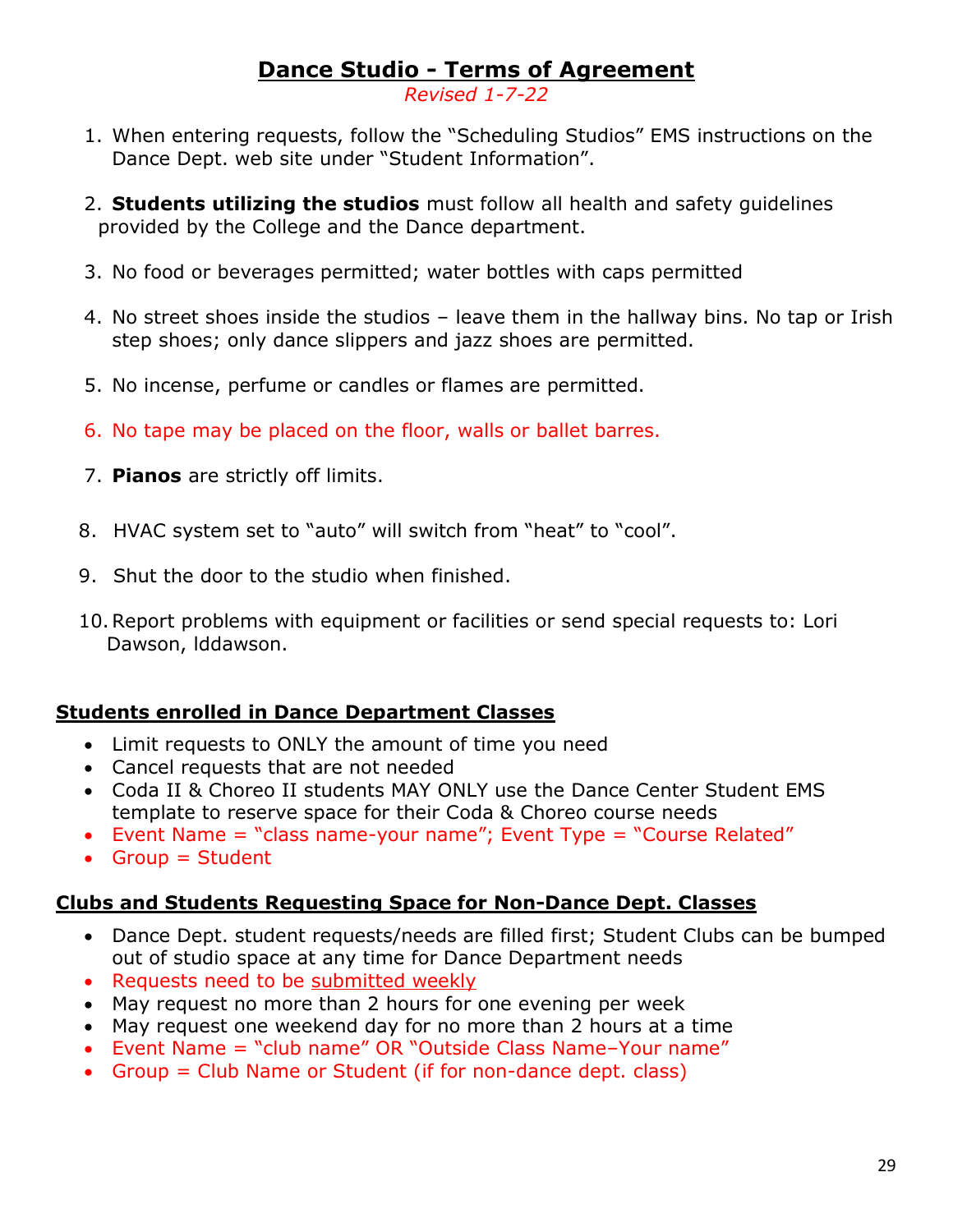# Dance Studio - Terms of Agreement

*Revised 1-7-22*

1. When entering requests, follow the "Scheduling Studios" EMS instructions on the Dance Dept. web site under "Student Information".
2. **Students utilizing the studios** must follow all health and safety guidelines provided by the College and the Dance department.
3. No food or beverages permitted; water bottles with caps permitted
4. No street shoes inside the studios – leave them in the hallway bins. No tap or Irish step shoes; only dance slippers and jazz shoes are permitted.
5. No incense, perfume or candles or flames are permitted.
6. No tape may be placed on the floor, walls or ballet barres.
7. **Pianos** are strictly off limits.
8. HVAC system set to "auto" will switch from "heat" to "cool".
9. Shut the door to the studio when finished.
10. Report problems with equipment or facilities or send special requests to: Lori Dawson, lddawson.

## Students enrolled in Dance Department Classes

- Limit requests to ONLY the amount of time you need
- Cancel requests that are not needed
- Coda II & Choreo II students MAY ONLY use the Dance Center Student EMS template to reserve space for their Coda & Choreo course needs
- Event Name = "class name-your name"; Event Type = "Course Related"
- Group = Student

## Clubs and Students Requesting Space for Non-Dance Dept. Classes

- Dance Dept. student requests/needs are filled first; Student Clubs can be bumped out of studio space at any time for Dance Department needs
- Requests need to be submitted weekly
- May request no more than 2 hours for one evening per week
- May request one weekend day for no more than 2 hours at a time
- Event Name = "club name" OR "Outside Class Name–Your name"
- Group = Club Name or Student (if for non-dance dept. class)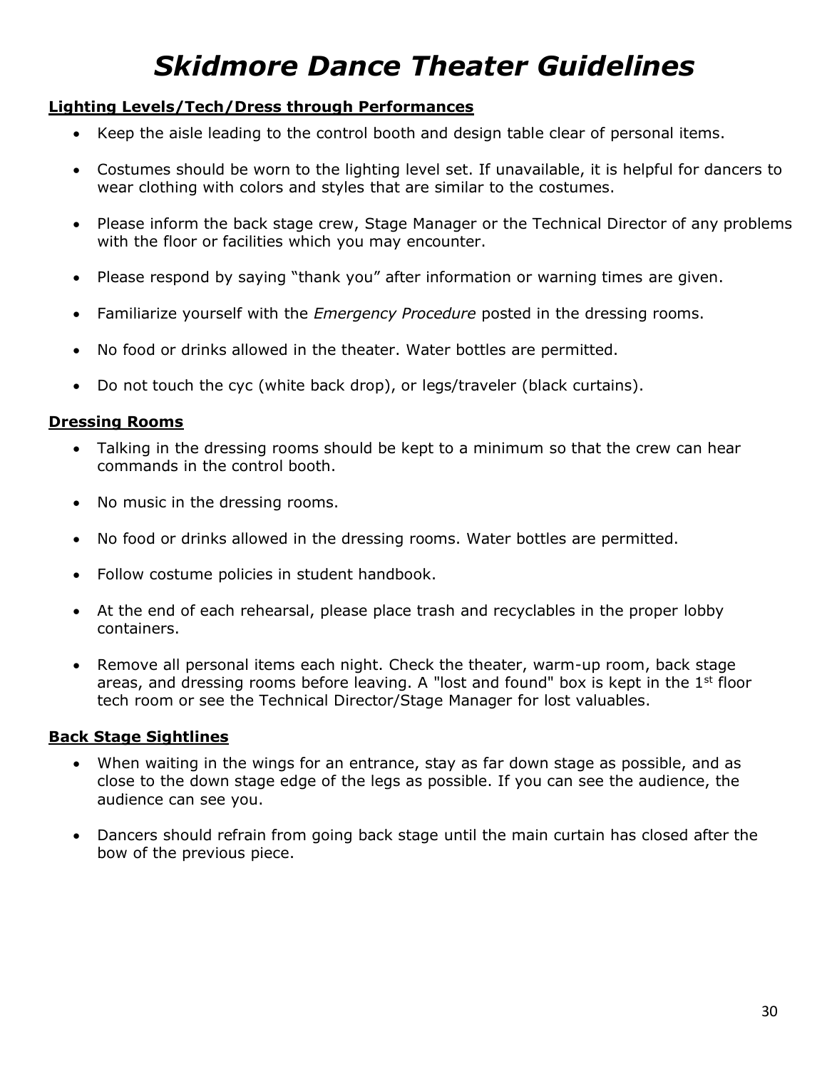# *Skidmore Dance Theater Guidelines*

**Lighting Levels/Tech/Dress through Performances**

- Keep the aisle leading to the control booth and design table clear of personal items.
- Costumes should be worn to the lighting level set. If unavailable, it is helpful for dancers to wear clothing with colors and styles that are similar to the costumes.
- Please inform the back stage crew, Stage Manager or the Technical Director of any problems with the floor or facilities which you may encounter.
- Please respond by saying “thank you” after information or warning times are given.
- Familiarize yourself with the *Emergency Procedure* posted in the dressing rooms.
- No food or drinks allowed in the theater. Water bottles are permitted.
- Do not touch the cyc (white back drop), or legs/traveler (black curtains).

**Dressing Rooms**

- Talking in the dressing rooms should be kept to a minimum so that the crew can hear commands in the control booth.
- No music in the dressing rooms.
- No food or drinks allowed in the dressing rooms. Water bottles are permitted.
- Follow costume policies in student handbook.
- At the end of each rehearsal, please place trash and recyclables in the proper lobby containers.
- Remove all personal items each night. Check the theater, warm-up room, back stage areas, and dressing rooms before leaving. A "lost and found" box is kept in the 1st floor tech room or see the Technical Director/Stage Manager for lost valuables.

**Back Stage Sightlines**

- When waiting in the wings for an entrance, stay as far down stage as possible, and as close to the down stage edge of the legs as possible. If you can see the audience, the audience can see you.
- Dancers should refrain from going back stage until the main curtain has closed after the bow of the previous piece.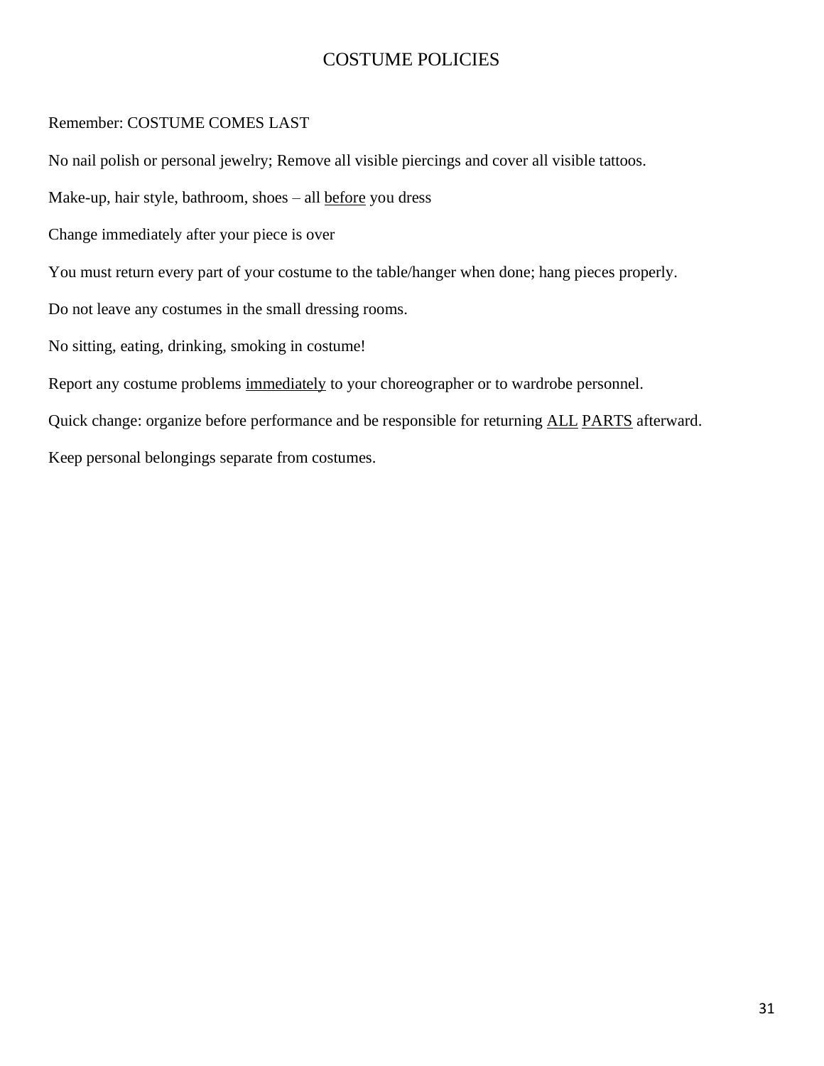# COSTUME POLICIES

Remember: COSTUME COMES LAST

No nail polish or personal jewelry; Remove all visible piercings and cover all visible tattoos.

Make-up, hair style, bathroom, shoes – all <u>before</u> you dress

Change immediately after your piece is over

You must return every part of your costume to the table/hanger when done; hang pieces properly.

Do not leave any costumes in the small dressing rooms.

No sitting, eating, drinking, smoking in costume!

Report any costume problems <u>immediately</u> to your choreographer or to wardrobe personnel.

Quick change: organize before performance and be responsible for returning <u>ALL</u> <u>PARTS</u> afterward.

Keep personal belongings separate from costumes.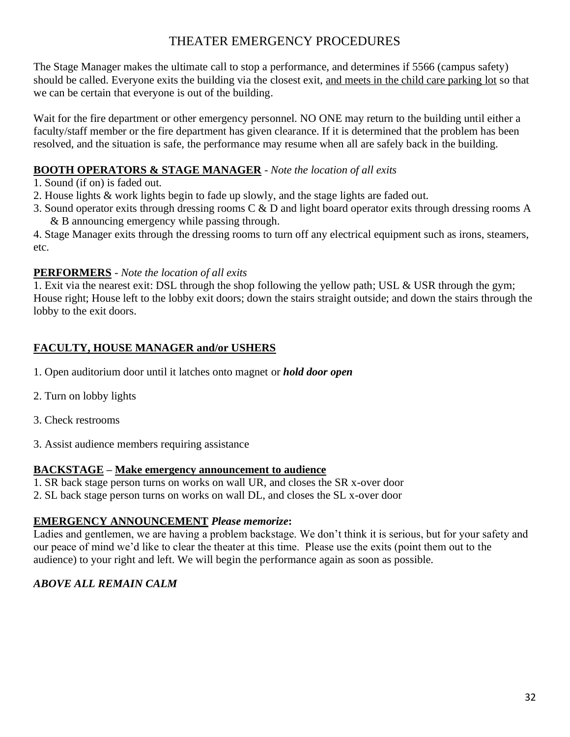# THEATER EMERGENCY PROCEDURES

The Stage Manager makes the ultimate call to stop a performance, and determines if 5566 (campus safety) should be called. Everyone exits the building via the closest exit, <u>and meets in the child care parking lot</u> so that we can be certain that everyone is out of the building.

Wait for the fire department or other emergency personnel. NO ONE may return to the building until either a faculty/staff member or the fire department has given clearance. If it is determined that the problem has been resolved, and the situation is safe, the performance may resume when all are safely back in the building.

**<u>BOOTH OPERATORS & STAGE MANAGER</u>** - *Note the location of all exits*

1. Sound (if on) is faded out.
2. House lights & work lights begin to fade up slowly, and the stage lights are faded out.
3. Sound operator exits through dressing rooms C & D and light board operator exits through dressing rooms A & B announcing emergency while passing through.
4. Stage Manager exits through the dressing rooms to turn off any electrical equipment such as irons, steamers, etc.

**<u>PERFORMERS</u>** - *Note the location of all exits*

1. Exit via the nearest exit: DSL through the shop following the yellow path; USL & USR through the gym; House right; House left to the lobby exit doors; down the stairs straight outside; and down the stairs through the lobby to the exit doors.

**<u>FACULTY, HOUSE MANAGER and/or USHERS</u>**

1. Open auditorium door until it latches onto magnet or ***hold door open***

2. Turn on lobby lights

3. Check restrooms

3. Assist audience members requiring assistance

**<u>BACKSTAGE</u> – <u>Make emergency announcement to audience</u>**

1. SR back stage person turns on works on wall UR, and closes the SR x-over door
2. SL back stage person turns on works on wall DL, and closes the SL x-over door

**<u>EMERGENCY ANNOUNCEMENT</u>** ***Please memorize*****:**

Ladies and gentlemen, we are having a problem backstage. We don't think it is serious, but for your safety and our peace of mind we'd like to clear the theater at this time. Please use the exits (point them out to the audience) to your right and left. We will begin the performance again as soon as possible.

***ABOVE ALL REMAIN CALM***